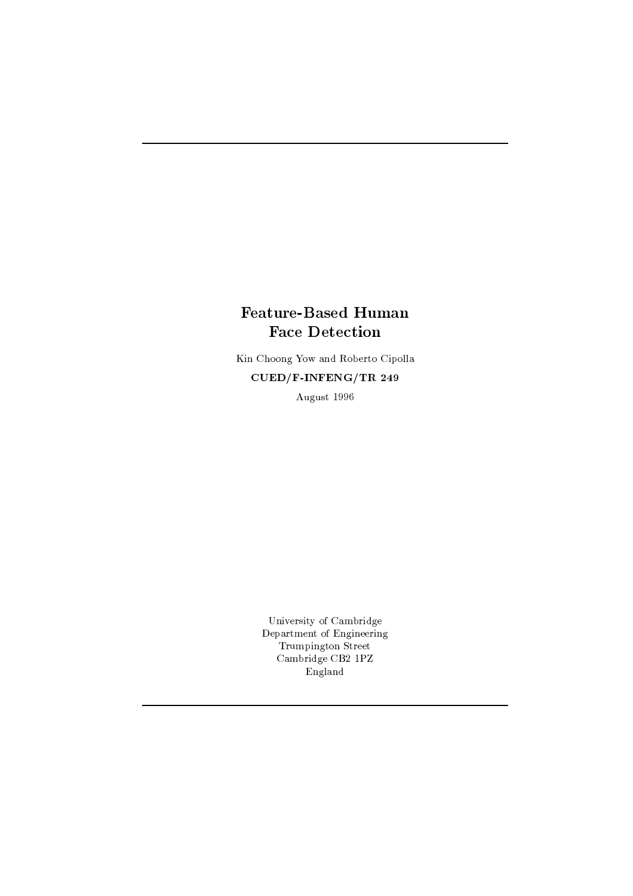# Feature-Based Human Face Detection

Kin Choong Yow and Roberto Cipolla

**CUED/F-INFENG/TR 249**

August 1996

University of Cambridge
Department of Engineering
Trumpington Street
Cambridge CB2 1PZ
England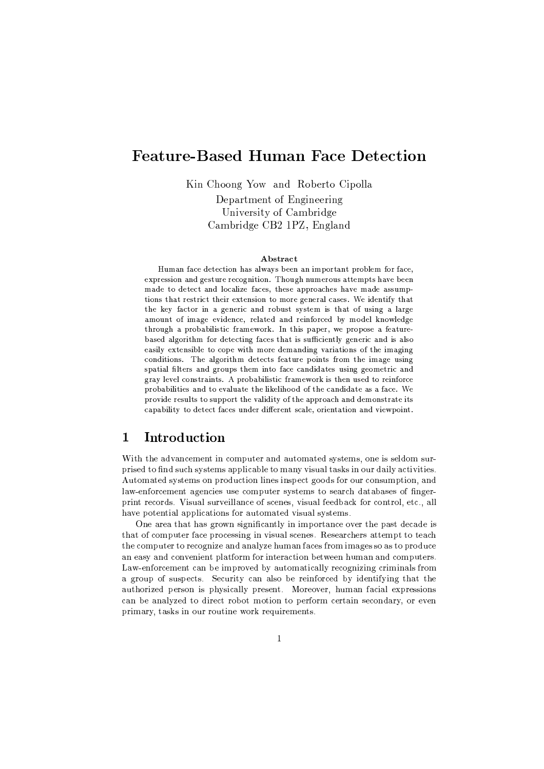# Feature-Based Human Face Detection

Kin Choong Yow and Roberto Cipolla

Department of Engineering
University of Cambridge
Cambridge CB2 1PZ, England

### Abstract

Human face detection has always been an important problem for face, expression and gesture recognition. Though numerous attempts have been made to detect and localize faces, these approaches have made assumptions that restrict their extension to more general cases. We identify that the key factor in a generic and robust system is that of using a large amount of image evidence, related and reinforced by model knowledge through a probabilistic framework. In this paper, we propose a feature-based algorithm for detecting faces that is sufficiently generic and is also easily extensible to cope with more demanding variations of the imaging conditions. The algorithm detects feature points from the image using spatial filters and groups them into face candidates using geometric and gray level constraints. A probabilistic framework is then used to reinforce probabilities and to evaluate the likelihood of the candidate as a face. We provide results to support the validity of the approach and demonstrate its capability to detect faces under different scale, orientation and viewpoint.

## 1 Introduction

With the advancement in computer and automated systems, one is seldom surprised to find such systems applicable to many visual tasks in our daily activities. Automated systems on production lines inspect goods for our consumption, and law-enforcement agencies use computer systems to search databases of fingerprint records. Visual surveillance of scenes, visual feedback for control, etc., all have potential applications for automated visual systems.

One area that has grown significantly in importance over the past decade is that of computer face processing in visual scenes. Researchers attempt to teach the computer to recognize and analyze human faces from images so as to produce an easy and convenient platform for interaction between human and computers. Law-enforcement can be improved by automatically recognizing criminals from a group of suspects. Security can also be reinforced by identifying that the authorized person is physically present. Moreover, human facial expressions can be analyzed to direct robot motion to perform certain secondary, or even primary, tasks in our routine work requirements.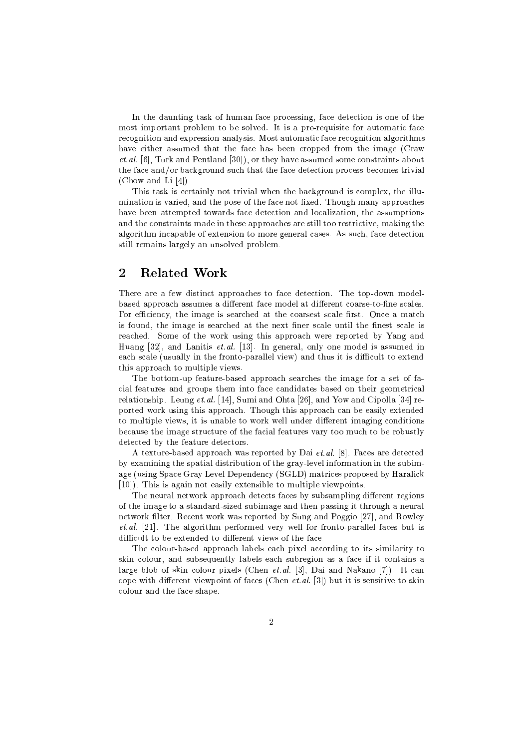In the daunting task of human face processing, face detection is one of the most important problem to be solved. It is a pre-requisite for automatic face recognition and expression analysis. Most automatic face recognition algorithms have either assumed that the face has been cropped from the image (Craw *et.al.* [6], Turk and Pentland [30]), or they have assumed some constraints about the face and/or background such that the face detection process becomes trivial (Chow and Li [4]).

This task is certainly not trivial when the background is complex, the illumination is varied, and the pose of the face not fixed. Though many approaches have been attempted towards face detection and localization, the assumptions and the constraints made in these approaches are still too restrictive, making the algorithm incapable of extension to more general cases. As such, face detection still remains largely an unsolved problem.

## 2 Related Work

There are a few distinct approaches to face detection. The top-down model-based approach assumes a different face model at different coarse-to-fine scales. For efficiency, the image is searched at the coarsest scale first. Once a match is found, the image is searched at the next finer scale until the finest scale is reached. Some of the work using this approach were reported by Yang and Huang [32], and Lanitis *et.al.* [13]. In general, only one model is assumed in each scale (usually in the fronto-parallel view) and thus it is difficult to extend this approach to multiple views.

The bottom-up feature-based approach searches the image for a set of facial features and groups them into face candidates based on their geometrical relationship. Leung *et.al.* [14], Sumi and Ohta [26], and Yow and Cipolla [34] reported work using this approach. Though this approach can be easily extended to multiple views, it is unable to work well under different imaging conditions because the image structure of the facial features vary too much to be robustly detected by the feature detectors.

A texture-based approach was reported by Dai *et.al.* [8]. Faces are detected by examining the spatial distribution of the gray-level information in the subimage (using Space Gray Level Dependency (SGLD) matrices proposed by Haralick [10]). This is again not easily extensible to multiple viewpoints.

The neural network approach detects faces by subsampling different regions of the image to a standard-sized subimage and then passing it through a neural network filter. Recent work was reported by Sung and Poggio [27], and Rowley *et.al.* [21]. The algorithm performed very well for fronto-parallel faces but is difficult to be extended to different views of the face.

The colour-based approach labels each pixel according to its similarity to skin colour, and subsequently labels each subregion as a face if it contains a large blob of skin colour pixels (Chen *et.al.* [3], Dai and Nakano [7]). It can cope with different viewpoint of faces (Chen *et.al.* [3]) but it is sensitive to skin colour and the face shape.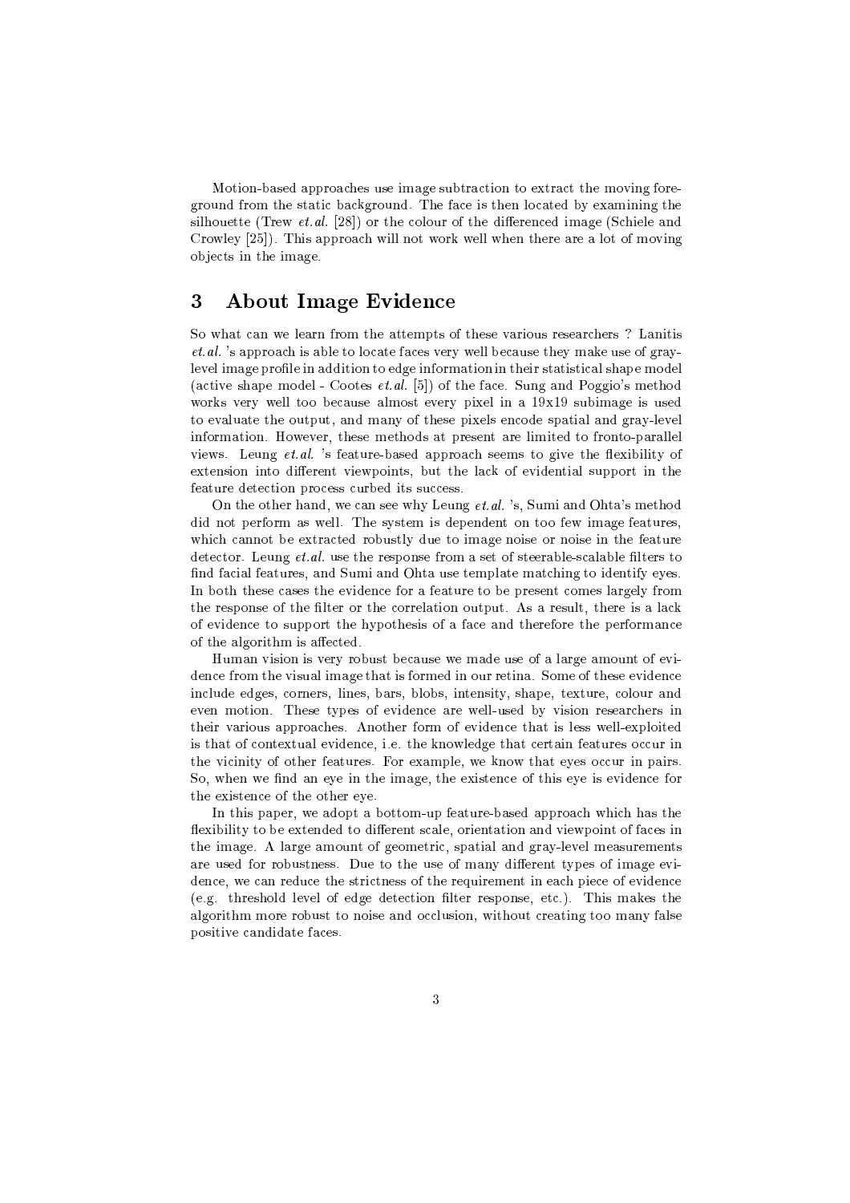Motion-based approaches use image subtraction to extract the moving foreground from the static background. The face is then located by examining the silhouette (Trew *et.al.* [28]) or the colour of the differenced image (Schiele and Crowley [25]). This approach will not work well when there are a lot of moving objects in the image.

# 3 About Image Evidence

So what can we learn from the attempts of these various researchers ? Lanitis *et.al.* 's approach is able to locate faces very well because they make use of gray-level image profile in addition to edge information in their statistical shape model (active shape model - Cootes *et.al.* [5]) of the face. Sung and Poggio's method works very well too because almost every pixel in a 19x19 subimage is used to evaluate the output, and many of these pixels encode spatial and gray-level information. However, these methods at present are limited to fronto-parallel views. Leung *et.al.* 's feature-based approach seems to give the flexibility of extension into different viewpoints, but the lack of evidential support in the feature detection process curbed its success.

On the other hand, we can see why Leung *et.al.* 's, Sumi and Ohta's method did not perform as well. The system is dependent on too few image features, which cannot be extracted robustly due to image noise or noise in the feature detector. Leung *et.al.* use the response from a set of steerable-scalable filters to find facial features, and Sumi and Ohta use template matching to identify eyes. In both these cases the evidence for a feature to be present comes largely from the response of the filter or the correlation output. As a result, there is a lack of evidence to support the hypothesis of a face and therefore the performance of the algorithm is affected.

Human vision is very robust because we made use of a large amount of evidence from the visual image that is formed in our retina. Some of these evidence include edges, corners, lines, bars, blobs, intensity, shape, texture, colour and even motion. These types of evidence are well-used by vision researchers in their various approaches. Another form of evidence that is less well-exploited is that of contextual evidence, i.e. the knowledge that certain features occur in the vicinity of other features. For example, we know that eyes occur in pairs. So, when we find an eye in the image, the existence of this eye is evidence for the existence of the other eye.

In this paper, we adopt a bottom-up feature-based approach which has the flexibility to be extended to different scale, orientation and viewpoint of faces in the image. A large amount of geometric, spatial and gray-level measurements are used for robustness. Due to the use of many different types of image evidence, we can reduce the strictness of the requirement in each piece of evidence (e.g. threshold level of edge detection filter response, etc.). This makes the algorithm more robust to noise and occlusion, without creating too many false positive candidate faces.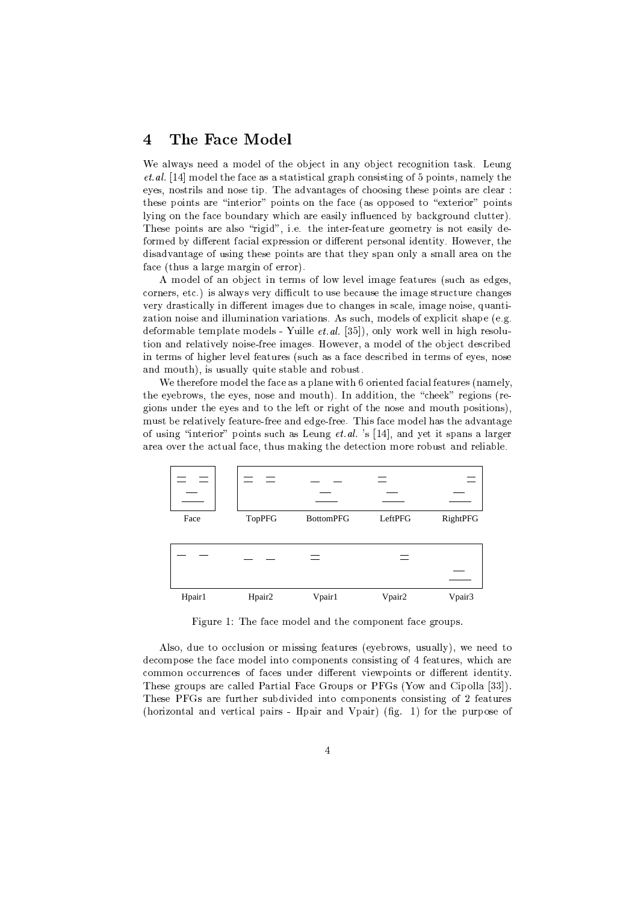## 4 The Face Model

We always need a model of the object in any object recognition task. Leung *et.al.* [14] model the face as a statistical graph consisting of 5 points, namely the eyes, nostrils and nose tip. The advantages of choosing these points are clear : these points are "interior" points on the face (as opposed to "exterior" points lying on the face boundary which are easily influenced by background clutter). These points are also "rigid", i.e. the inter-feature geometry is not easily deformed by different facial expression or different personal identity. However, the disadvantage of using these points are that they span only a small area on the face (thus a large margin of error).

A model of an object in terms of low level image features (such as edges, corners, etc.) is always very difficult to use because the image structure changes very drastically in different images due to changes in scale, image noise, quantization noise and illumination variations. As such, models of explicit shape (e.g. deformable template models - Yuille *et.al.* [35]), only work well in high resolution and relatively noise-free images. However, a model of the object described in terms of higher level features (such as a face described in terms of eyes, nose and mouth), is usually quite stable and robust.

We therefore model the face as a plane with 6 oriented facial features (namely, the eyebrows, the eyes, nose and mouth). In addition, the "cheek" regions (regions under the eyes and to the left or right of the nose and mouth positions), must be relatively feature-free and edge-free. This face model has the advantage of using "interior" points such as Leung *et.al.* 's [14], and yet it spans a larger area over the actual face, thus making the detection more robust and reliable.

Face TopPFG BottomPFG LeftPFG RightPFG

Hpair1 Hpair2 Vpair1 Vpair2 Vpair3

Figure 1: The face model and the component face groups.

Also, due to occlusion or missing features (eyebrows, usually), we need to decompose the face model into components consisting of 4 features, which are common occurrences of faces under different viewpoints or different identity. These groups are called Partial Face Groups or PFGs (Yow and Cipolla [33]). These PFGs are further subdivided into components consisting of 2 features (horizontal and vertical pairs - Hpair and Vpair) (fig. 1) for the purpose of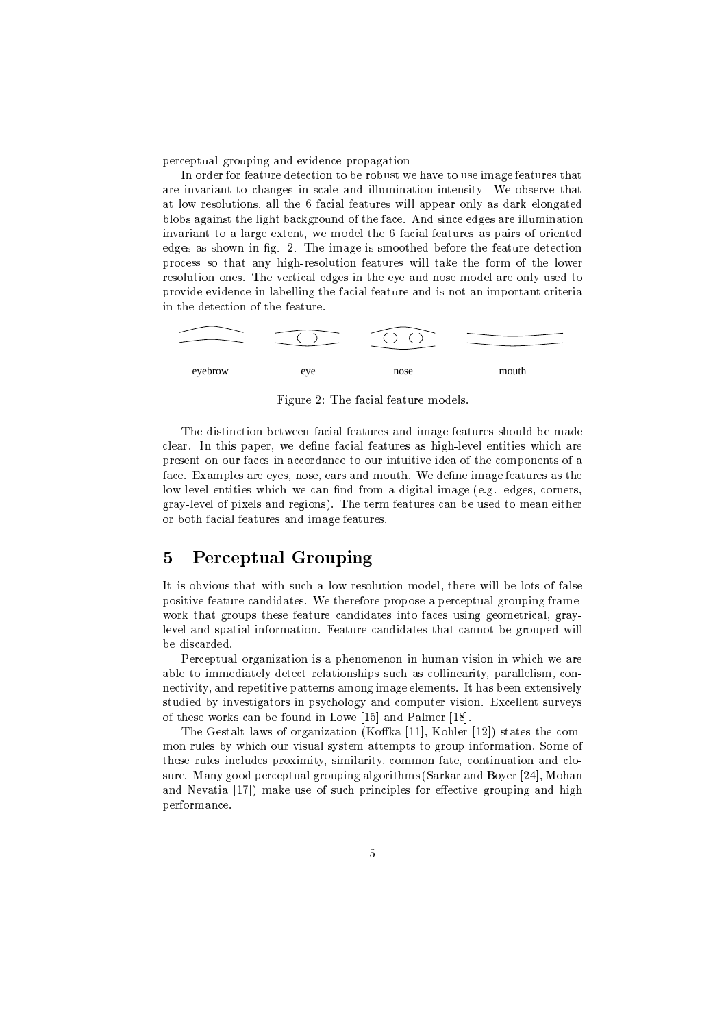perceptual grouping and evidence propagation.

In order for feature detection to be robust we have to use image features that are invariant to changes in scale and illumination intensity. We observe that at low resolutions, all the 6 facial features will appear only as dark elongated blobs against the light background of the face. And since edges are illumination invariant to a large extent, we model the 6 facial features as pairs of oriented edges as shown in fig. 2. The image is smoothed before the feature detection process so that any high-resolution features will take the form of the lower resolution ones. The vertical edges in the eye and nose model are only used to provide evidence in labelling the facial feature and is not an important criteria in the detection of the feature.

eyebrow eye nose mouth

Figure 2: The facial feature models.

The distinction between facial features and image features should be made clear. In this paper, we define facial features as high-level entities which are present on our faces in accordance to our intuitive idea of the components of a face. Examples are eyes, nose, ears and mouth. We define image features as the low-level entities which we can find from a digital image (e.g. edges, corners, gray-level of pixels and regions). The term features can be used to mean either or both facial features and image features.

## 5 Perceptual Grouping

It is obvious that with such a low resolution model, there will be lots of false positive feature candidates. We therefore propose a perceptual grouping framework that groups these feature candidates into faces using geometrical, gray-level and spatial information. Feature candidates that cannot be grouped will be discarded.

Perceptual organization is a phenomenon in human vision in which we are able to immediately detect relationships such as collinearity, parallelism, connectivity, and repetitive patterns among image elements. It has been extensively studied by investigators in psychology and computer vision. Excellent surveys of these works can be found in Lowe [15] and Palmer [18].

The Gestalt laws of organization (Koffka [11], Kohler [12]) states the common rules by which our visual system attempts to group information. Some of these rules includes proximity, similarity, common fate, continuation and closure. Many good perceptual grouping algorithms (Sarkar and Boyer [24], Mohan and Nevatia [17]) make use of such principles for effective grouping and high performance.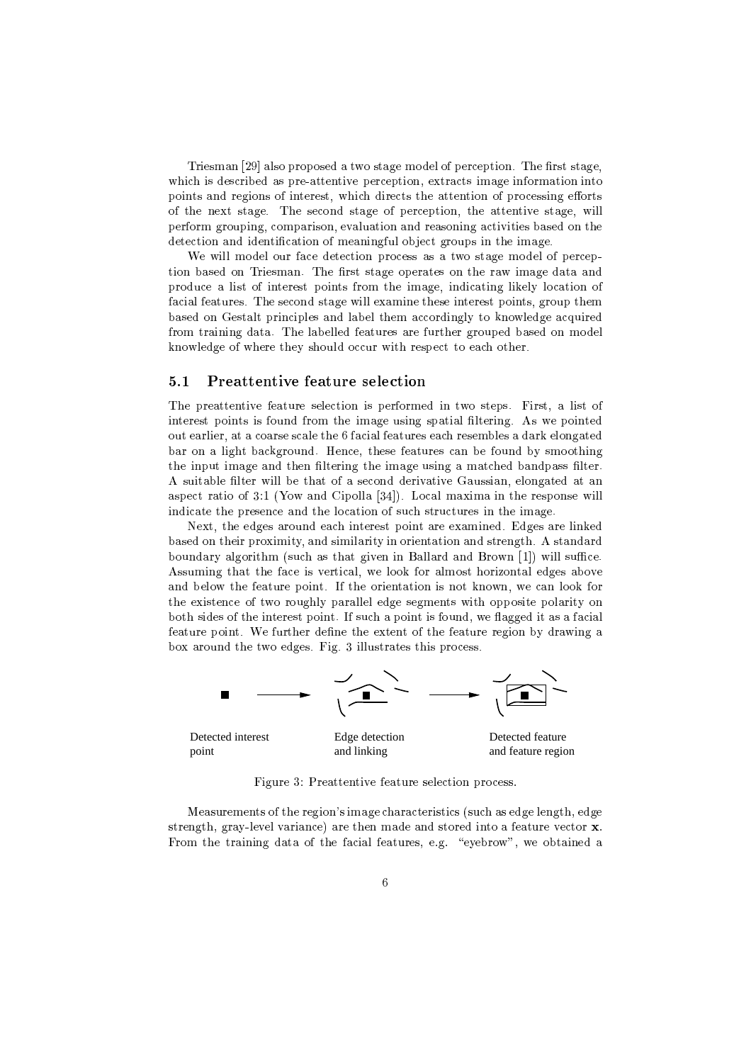Triesman [29] also proposed a two stage model of perception. The first stage, which is described as pre-attentive perception, extracts image information into points and regions of interest, which directs the attention of processing efforts of the next stage. The second stage of perception, the attentive stage, will perform grouping, comparison, evaluation and reasoning activities based on the detection and identification of meaningful object groups in the image.

We will model our face detection process as a two stage model of perception based on Triesman. The first stage operates on the raw image data and produce a list of interest points from the image, indicating likely location of facial features. The second stage will examine these interest points, group them based on Gestalt principles and label them accordingly to knowledge acquired from training data. The labelled features are further grouped based on model knowledge of where they should occur with respect to each other.

## 5.1 Preattentive feature selection

The preattentive feature selection is performed in two steps. First, a list of interest points is found from the image using spatial filtering. As we pointed out earlier, at a coarse scale the 6 facial features each resembles a dark elongated bar on a light background. Hence, these features can be found by smoothing the input image and then filtering the image using a matched bandpass filter. A suitable filter will be that of a second derivative Gaussian, elongated at an aspect ratio of 3:1 (Yow and Cipolla [34]). Local maxima in the response will indicate the presence and the location of such structures in the image.

Next, the edges around each interest point are examined. Edges are linked based on their proximity, and similarity in orientation and strength. A standard boundary algorithm (such as that given in Ballard and Brown [1]) will suffice. Assuming that the face is vertical, we look for almost horizontal edges above and below the feature point. If the orientation is not known, we can look for the existence of two roughly parallel edge segments with opposite polarity on both sides of the interest point. If such a point is found, we flagged it as a facial feature point. We further define the extent of the feature region by drawing a box around the two edges. Fig. 3 illustrates this process.

Detected interest point

Edge detection and linking

Detected feature and feature region

Figure 3: Preattentive feature selection process.

Measurements of the region's image characteristics (such as edge length, edge strength, gray-level variance) are then made and stored into a feature vector $\mathbf{x}$. From the training data of the facial features, e.g. "eyebrow", we obtained a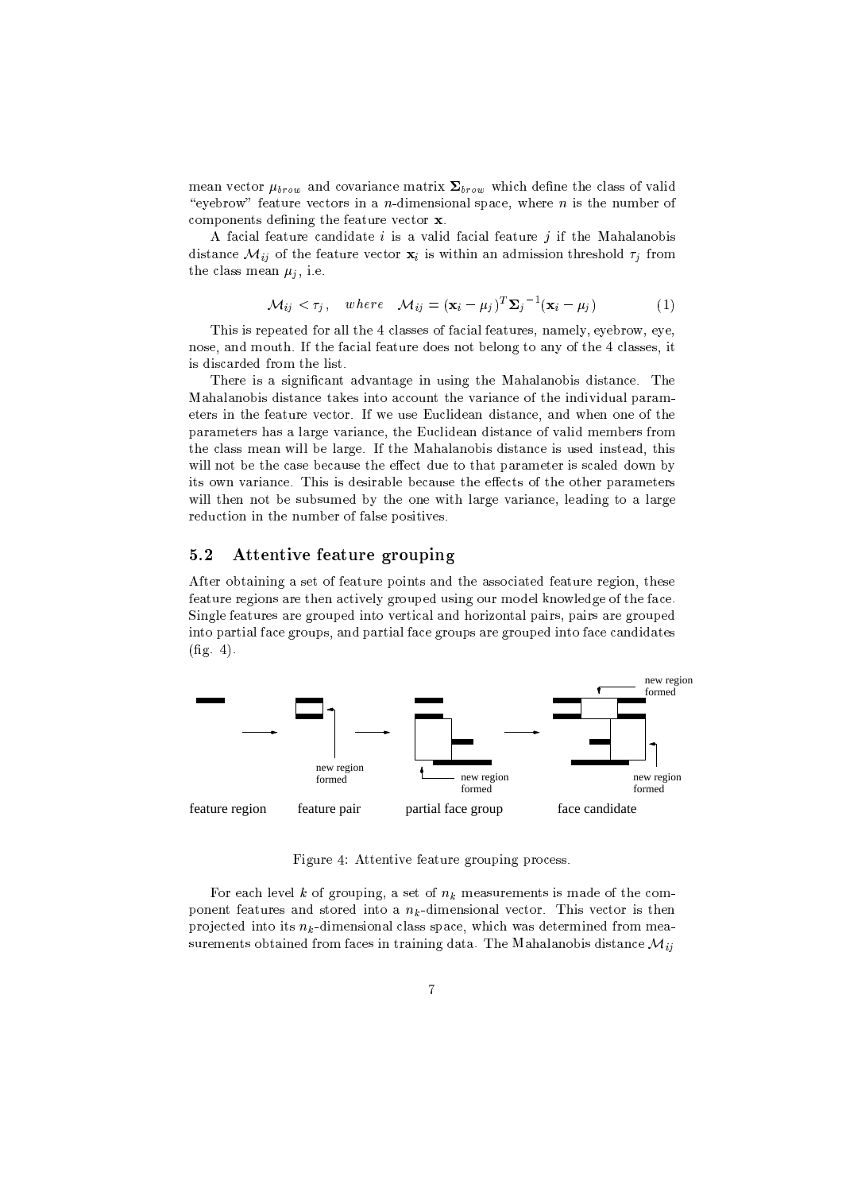mean vector $\mu_{brow}$ and covariance matrix $\mathbf{\Sigma}_{brow}$ which define the class of valid "eyebrow" feature vectors in a $n$-dimensional space, where $n$ is the number of components defining the feature vector $\mathbf{x}$.

A facial feature candidate $i$ is a valid facial feature $j$ if the Mahalanobis distance $\mathcal{M}_{ij}$ of the feature vector $\mathbf{x}_i$ is within an admission threshold $\tau_j$ from the class mean $\mu_j$, i.e.

$$\mathcal{M}_{ij} < \tau_j, \quad where \quad \mathcal{M}_{ij} = (\mathbf{x}_i - \mu_j)^T \mathbf{\Sigma}_j^{-1} (\mathbf{x}_i - \mu_j) \tag{1}$$

This is repeated for all the 4 classes of facial features, namely, eyebrow, eye, nose, and mouth. If the facial feature does not belong to any of the 4 classes, it is discarded from the list.

There is a significant advantage in using the Mahalanobis distance. The Mahalanobis distance takes into account the variance of the individual parameters in the feature vector. If we use Euclidean distance, and when one of the parameters has a large variance, the Euclidean distance of valid members from the class mean will be large. If the Mahalanobis distance is used instead, this will not be the case because the effect due to that parameter is scaled down by its own variance. This is desirable because the effects of the other parameters will then not be subsumed by the one with large variance, leading to a large reduction in the number of false positives.

## 5.2 Attentive feature grouping

After obtaining a set of feature points and the associated feature region, these feature regions are then actively grouped using our model knowledge of the face. Single features are grouped into vertical and horizontal pairs, pairs are grouped into partial face groups, and partial face groups are grouped into face candidates (fig. 4).

new region formed

new region formed

new region formed

new region formed

feature region

feature pair

partial face group

face candidate

Figure 4: Attentive feature grouping process.

For each level $k$ of grouping, a set of $n_k$ measurements is made of the component features and stored into a $n_k$-dimensional vector. This vector is then projected into its $n_k$-dimensional class space, which was determined from measurements obtained from faces in training data. The Mahalanobis distance $\mathcal{M}_{ij}$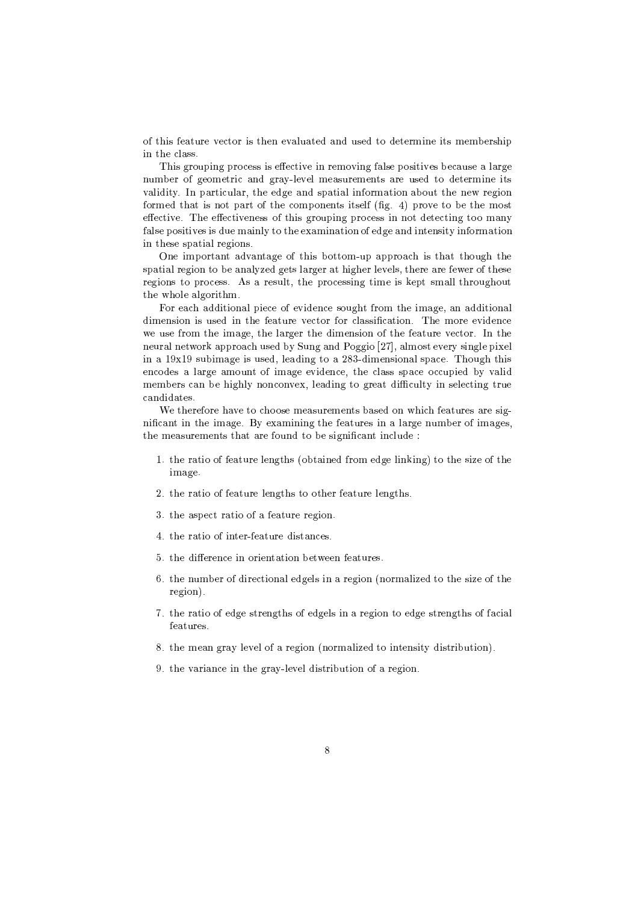of this feature vector is then evaluated and used to determine its membership in the class.

This grouping process is effective in removing false positives because a large number of geometric and gray-level measurements are used to determine its validity. In particular, the edge and spatial information about the new region formed that is not part of the components itself (fig. 4) prove to be the most effective. The effectiveness of this grouping process in not detecting too many false positives is due mainly to the examination of edge and intensity information in these spatial regions.

One important advantage of this bottom-up approach is that though the spatial region to be analyzed gets larger at higher levels, there are fewer of these regions to process. As a result, the processing time is kept small throughout the whole algorithm.

For each additional piece of evidence sought from the image, an additional dimension is used in the feature vector for classification. The more evidence we use from the image, the larger the dimension of the feature vector. In the neural network approach used by Sung and Poggio [27], almost every single pixel in a 19x19 subimage is used, leading to a 283-dimensional space. Though this encodes a large amount of image evidence, the class space occupied by valid members can be highly nonconvex, leading to great difficulty in selecting true candidates.

We therefore have to choose measurements based on which features are significant in the image. By examining the features in a large number of images, the measurements that are found to be significant include :

1. the ratio of feature lengths (obtained from edge linking) to the size of the image.
2. the ratio of feature lengths to other feature lengths.
3. the aspect ratio of a feature region.
4. the ratio of inter-feature distances.
5. the difference in orientation between features.
6. the number of directional edgels in a region (normalized to the size of the region).
7. the ratio of edge strengths of edgels in a region to edge strengths of facial features.
8. the mean gray level of a region (normalized to intensity distribution).
9. the variance in the gray-level distribution of a region.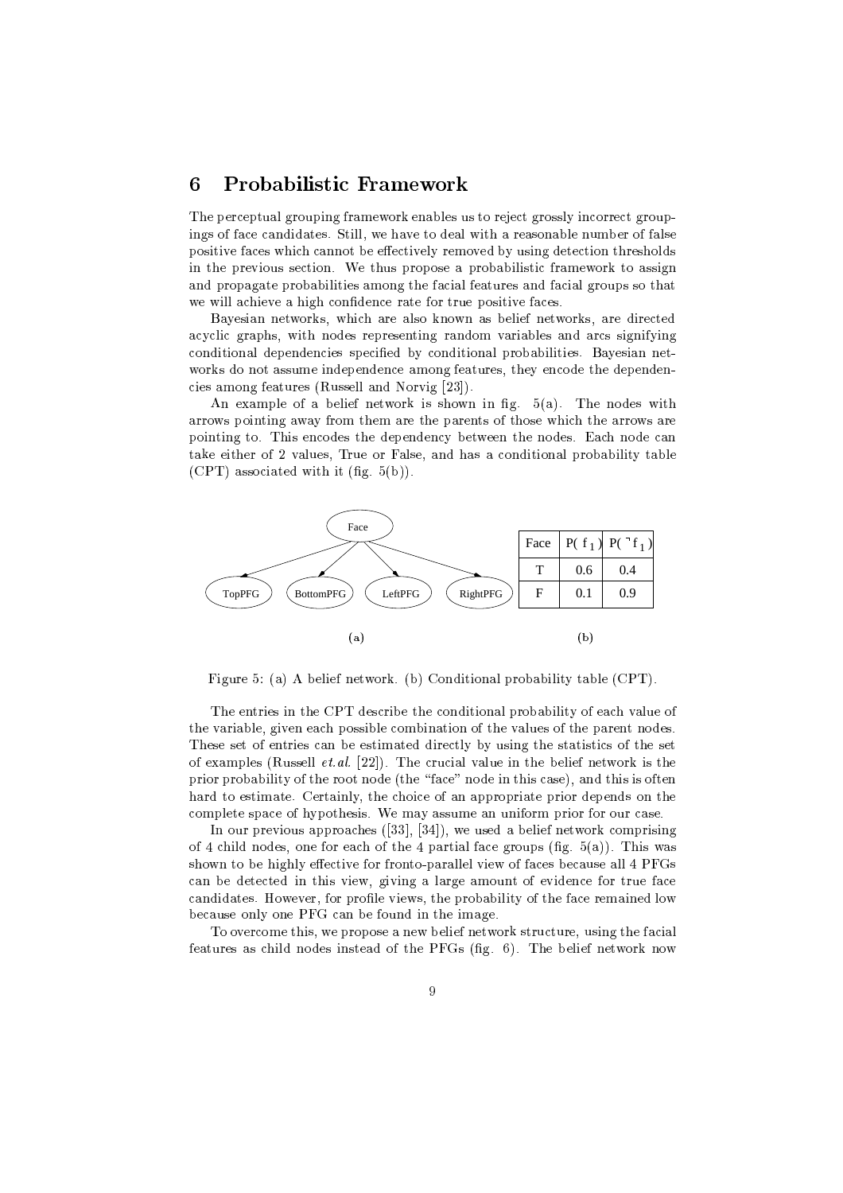## 6 Probabilistic Framework

The perceptual grouping framework enables us to reject grossly incorrect groupings of face candidates. Still, we have to deal with a reasonable number of false positive faces which cannot be effectively removed by using detection thresholds in the previous section. We thus propose a probabilistic framework to assign and propagate probabilities among the facial features and facial groups so that we will achieve a high confidence rate for true positive faces.

Bayesian networks, which are also known as belief networks, are directed acyclic graphs, with nodes representing random variables and arcs signifying conditional dependencies specified by conditional probabilities. Bayesian networks do not assume independence among features, they encode the dependencies among features (Russell and Norvig [23]).

An example of a belief network is shown in fig. 5(a). The nodes with arrows pointing away from them are the parents of those which the arrows are pointing to. This encodes the dependency between the nodes. Each node can take either of 2 values, True or False, and has a conditional probability table (CPT) associated with it (fig. 5(b)).

Face

TopPFG BottomPFG LeftPFG RightPFG

(a)

| Face | $P(f_1)$ | $P(\neg f_1)$ |
|---|---|---|
| T | 0.6 | 0.4 |
| F | 0.1 | 0.9 |

(b)

Figure 5: (a) A belief network. (b) Conditional probability table (CPT).

The entries in the CPT describe the conditional probability of each value of the variable, given each possible combination of the values of the parent nodes. These set of entries can be estimated directly by using the statistics of the set of examples (Russell *et.al.* [22]). The crucial value in the belief network is the prior probability of the root node (the "face" node in this case), and this is often hard to estimate. Certainly, the choice of an appropriate prior depends on the complete space of hypothesis. We may assume an uniform prior for our case.

In our previous approaches ([33], [34]), we used a belief network comprising of 4 child nodes, one for each of the 4 partial face groups (fig. 5(a)). This was shown to be highly effective for fronto-parallel view of faces because all 4 PFGs can be detected in this view, giving a large amount of evidence for true face candidates. However, for profile views, the probability of the face remained low because only one PFG can be found in the image.

To overcome this, we propose a new belief network structure, using the facial features as child nodes instead of the PFGs (fig. 6). The belief network now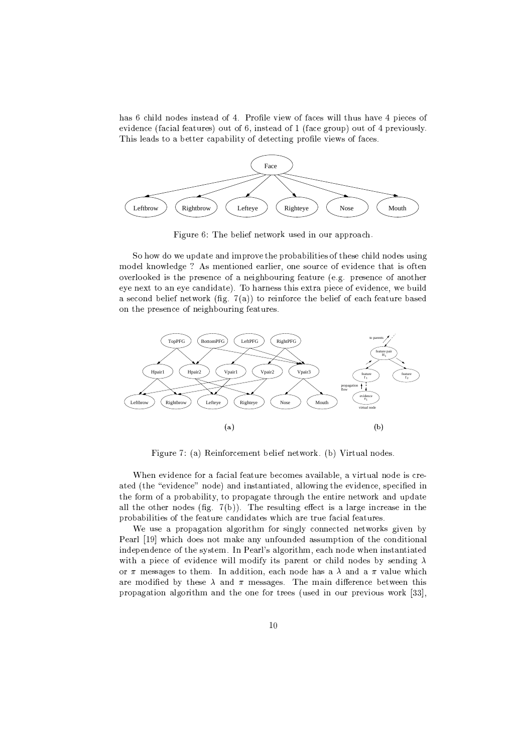has 6 child nodes instead of 4. Profile view of faces will thus have 4 pieces of evidence (facial features) out of 6, instead of 1 (face group) out of 4 previously. This leads to a better capability of detecting profile views of faces.

Face

Leftbrow Rightbrow Lefteye Righteye Nose Mouth

Figure 6: The belief network used in our approach.

So how do we update and improve the probabilities of these child nodes using model knowledge ? As mentioned earlier, one source of evidence that is often overlooked is the presence of a neighbouring feature (e.g. presence of another eye next to an eye candidate). To harness this extra piece of evidence, we build a second belief network (fig. 7(a)) to reinforce the belief of each feature based on the presence of neighbouring features.

TopPFG BottomPFG LeftPFG RightPFG

Hpair1 Hpair2 Vpair1 Vpair2 Vpair3

Leftbrow Rightbrow Lefteye Righteye Nose Mouth

(a)

to parents

feature pair $H_1$

feature $f_1$

feature $f_2$

propagation flow

evidence $e_1$

virtual node

(b)

Figure 7: (a) Reinforcement belief network. (b) Virtual nodes.

When evidence for a facial feature becomes available, a virtual node is created (the "evidence" node) and instantiated, allowing the evidence, specified in the form of a probability, to propagate through the entire network and update all the other nodes (fig. 7(b)). The resulting effect is a large increase in the probabilities of the feature candidates which are true facial features.

We use a propagation algorithm for singly connected networks given by Pearl [19] which does not make any unfounded assumption of the conditional independence of the system. In Pearl's algorithm, each node when instantiated with a piece of evidence will modify its parent or child nodes by sending $\lambda$ or $\pi$ messages to them. In addition, each node has a $\lambda$ and a $\pi$ value which are modified by these $\lambda$ and $\pi$ messages. The main difference between this propagation algorithm and the one for trees (used in our previous work [33],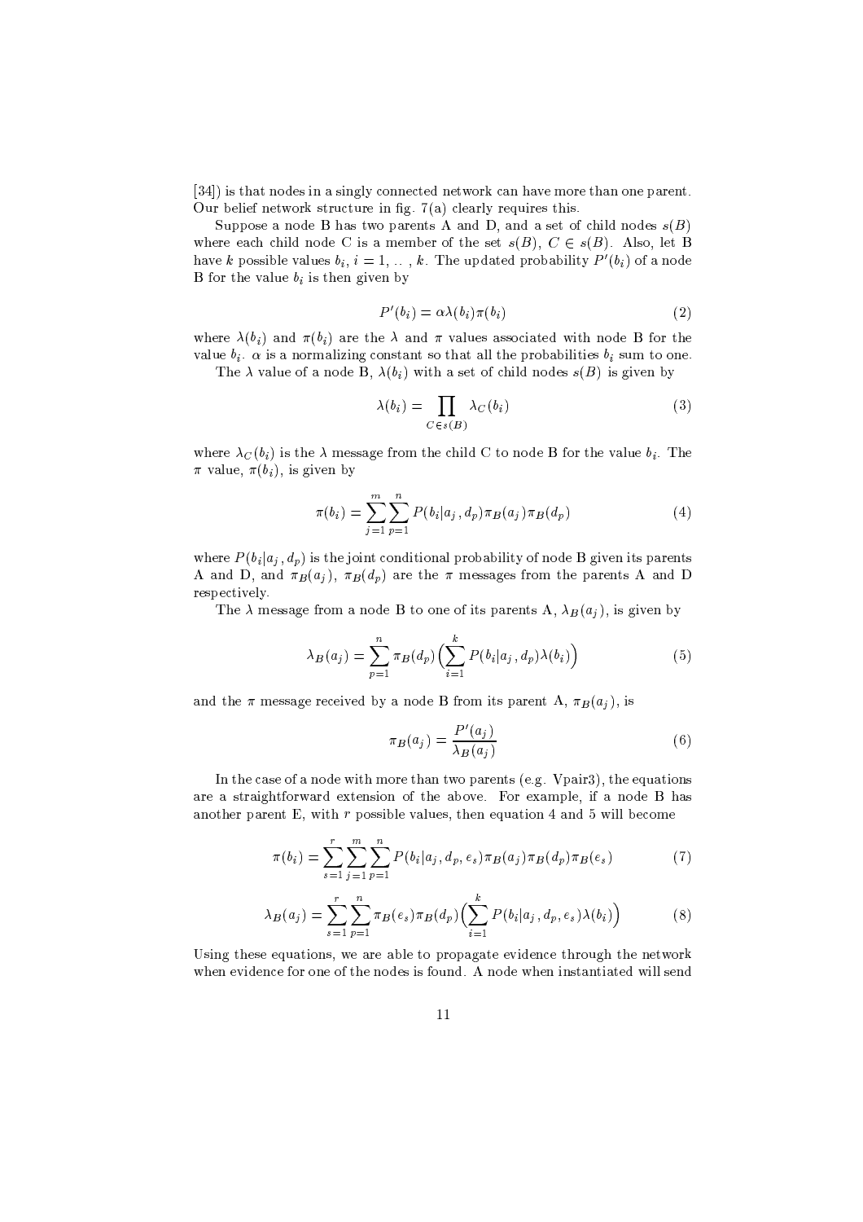[34]) is that nodes in a singly connected network can have more than one parent. Our belief network structure in fig. 7(a) clearly requires this.

Suppose a node B has two parents A and D, and a set of child nodes $s(B)$ where each child node C is a member of the set $s(B)$, $C \in s(B)$. Also, let B have $k$ possible values $b_i$, $i = 1, .. , k$. The updated probability $P'(b_i)$ of a node B for the value $b_i$ is then given by

$$P'(b_i) = \alpha \lambda(b_i) \pi(b_i) \tag{2}$$

where $\lambda(b_i)$ and $\pi(b_i)$ are the $\lambda$ and $\pi$ values associated with node B for the value $b_i$. $\alpha$ is a normalizing constant so that all the probabilities $b_i$ sum to one.

The $\lambda$ value of a node B, $\lambda(b_i)$ with a set of child nodes $s(B)$ is given by

$$\lambda(b_i) = \prod_{C \in s(B)} \lambda_C(b_i) \tag{3}$$

where $\lambda_C(b_i)$ is the $\lambda$ message from the child C to node B for the value $b_i$. The $\pi$ value, $\pi(b_i)$, is given by

$$\pi(b_i) = \sum_{j=1}^{m} \sum_{p=1}^{n} P(b_i | a_j, d_p) \pi_B(a_j) \pi_B(d_p) \tag{4}$$

where $P(b_i|a_j, d_p)$ is the joint conditional probability of node B given its parents A and D, and $\pi_B(a_j)$, $\pi_B(d_p)$ are the $\pi$ messages from the parents A and D respectively.

The $\lambda$ message from a node B to one of its parents A, $\lambda_B(a_j)$, is given by

$$\lambda_B(a_j) = \sum_{p=1}^{n} \pi_B(d_p) \Big( \sum_{i=1}^{k} P(b_i | a_j, d_p) \lambda(b_i) \Big) \tag{5}$$

and the $\pi$ message received by a node B from its parent A, $\pi_B(a_j)$, is

$$\pi_B(a_j) = \frac{P'(a_j)}{\lambda_B(a_j)} \tag{6}$$

In the case of a node with more than two parents (e.g. Vpair3), the equations are a straightforward extension of the above. For example, if a node B has another parent E, with $r$ possible values, then equation 4 and 5 will become

$$\pi(b_i) = \sum_{s=1}^{r} \sum_{j=1}^{m} \sum_{p=1}^{n} P(b_i | a_j, d_p, e_s) \pi_B(a_j) \pi_B(d_p) \pi_B(e_s) \tag{7}$$

$$\lambda_B(a_j) = \sum_{s=1}^{r} \sum_{p=1}^{n} \pi_B(e_s) \pi_B(d_p) \Big( \sum_{i=1}^{k} P(b_i | a_j, d_p, e_s) \lambda(b_i) \Big) \tag{8}$$

Using these equations, we are able to propagate evidence through the network when evidence for one of the nodes is found. A node when instantiated will send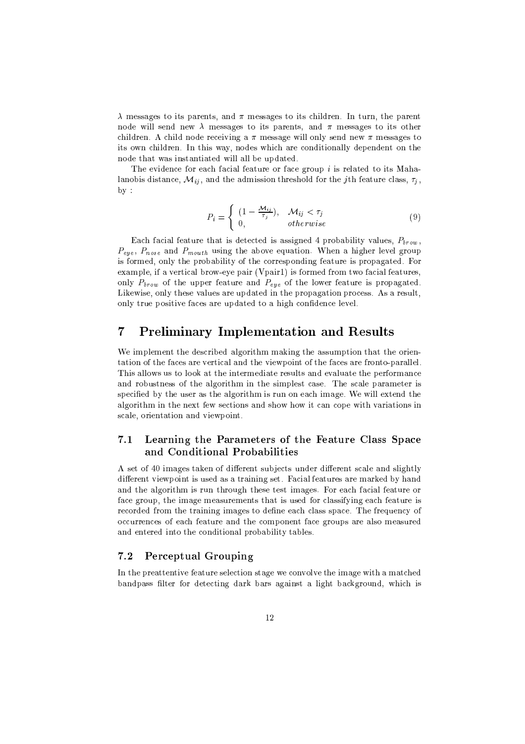$\lambda$ messages to its parents, and $\pi$ messages to its children. In turn, the parent node will send new $\lambda$ messages to its parents, and $\pi$ messages to its other children. A child node receiving a $\pi$ message will only send new $\pi$ messages to its own children. In this way, nodes which are conditionally dependent on the node that was instantiated will all be updated.

The evidence for each facial feature or face group $i$ is related to its Mahalanobis distance, $\mathcal{M}_{ij}$, and the admission threshold for the $j$th feature class, $\tau_j$, by :

$$P_i = \begin{cases} (1 - \frac{\mathcal{M}_{ij}}{\tau_j}), & \mathcal{M}_{ij} < \tau_j \\ 0, & otherwise \end{cases} \tag{9}$$

Each facial feature that is detected is assigned 4 probability values, $P_{brow}$, $P_{eye}$, $P_{nose}$ and $P_{mouth}$ using the above equation. When a higher level group is formed, only the probability of the corresponding feature is propagated. For example, if a vertical brow-eye pair (Vpair1) is formed from two facial features, only $P_{brow}$ of the upper feature and $P_{eye}$ of the lower feature is propagated. Likewise, only these values are updated in the propagation process. As a result, only true positive faces are updated to a high confidence level.

# 7 Preliminary Implementation and Results

We implement the described algorithm making the assumption that the orientation of the faces are vertical and the viewpoint of the faces are fronto-parallel. This allows us to look at the intermediate results and evaluate the performance and robustness of the algorithm in the simplest case. The scale parameter is specified by the user as the algorithm is run on each image. We will extend the algorithm in the next few sections and show how it can cope with variations in scale, orientation and viewpoint.

## 7.1 Learning the Parameters of the Feature Class Space and Conditional Probabilities

A set of 40 images taken of different subjects under different scale and slightly different viewpoint is used as a training set. Facial features are marked by hand and the algorithm is run through these test images. For each facial feature or face group, the image measurements that is used for classifying each feature is recorded from the training images to define each class space. The frequency of occurrences of each feature and the component face groups are also measured and entered into the conditional probability tables.

## 7.2 Perceptual Grouping

In the preattentive feature selection stage we convolve the image with a matched bandpass filter for detecting dark bars against a light background, which is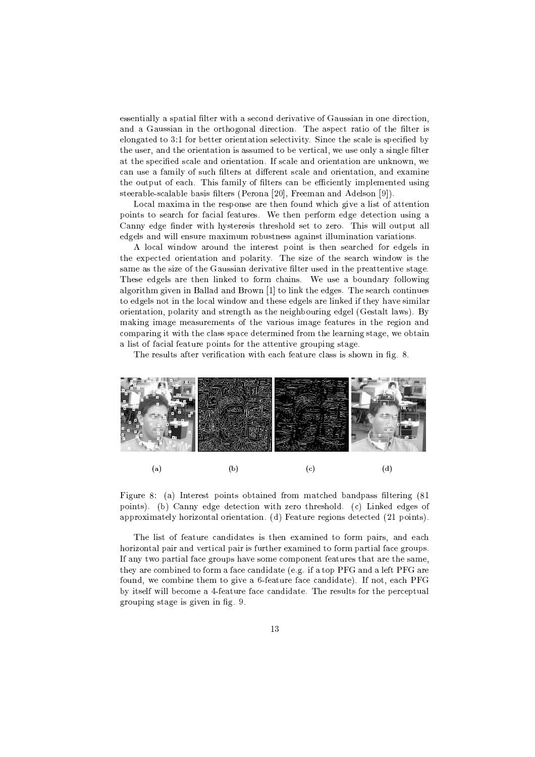essentially a spatial filter with a second derivative of Gaussian in one direction, and a Gaussian in the orthogonal direction. The aspect ratio of the filter is elongated to 3:1 for better orientation selectivity. Since the scale is specified by the user, and the orientation is assumed to be vertical, we use only a single filter at the specified scale and orientation. If scale and orientation are unknown, we can use a family of such filters at different scale and orientation, and examine the output of each. This family of filters can be efficiently implemented using steerable-scalable basis filters (Perona [20], Freeman and Adelson [9]).

Local maxima in the response are then found which give a list of attention points to search for facial features. We then perform edge detection using a Canny edge finder with hysteresis threshold set to zero. This will output all edgels and will ensure maximum robustness against illumination variations.

A local window around the interest point is then searched for edgels in the expected orientation and polarity. The size of the search window is the same as the size of the Gaussian derivative filter used in the preattentive stage. These edgels are then linked to form chains. We use a boundary following algorithm given in Ballad and Brown [1] to link the edges. The search continues to edgels not in the local window and these edgels are linked if they have similar orientation, polarity and strength as the neighbouring edgel (Gestalt laws). By making image measurements of the various image features in the region and comparing it with the class space determined from the learning stage, we obtain a list of facial feature points for the attentive grouping stage.

The results after verification with each feature class is shown in fig. 8.

(a) (b) (c) (d)

Figure 8: (a) Interest points obtained from matched bandpass filtering (81 points). (b) Canny edge detection with zero threshold. (c) Linked edges of approximately horizontal orientation. (d) Feature regions detected (21 points).

The list of feature candidates is then examined to form pairs, and each horizontal pair and vertical pair is further examined to form partial face groups. If any two partial face groups have some component features that are the same, they are combined to form a face candidate (e.g. if a top PFG and a left PFG are found, we combine them to give a 6-feature face candidate). If not, each PFG by itself will become a 4-feature face candidate. The results for the perceptual grouping stage is given in fig. 9.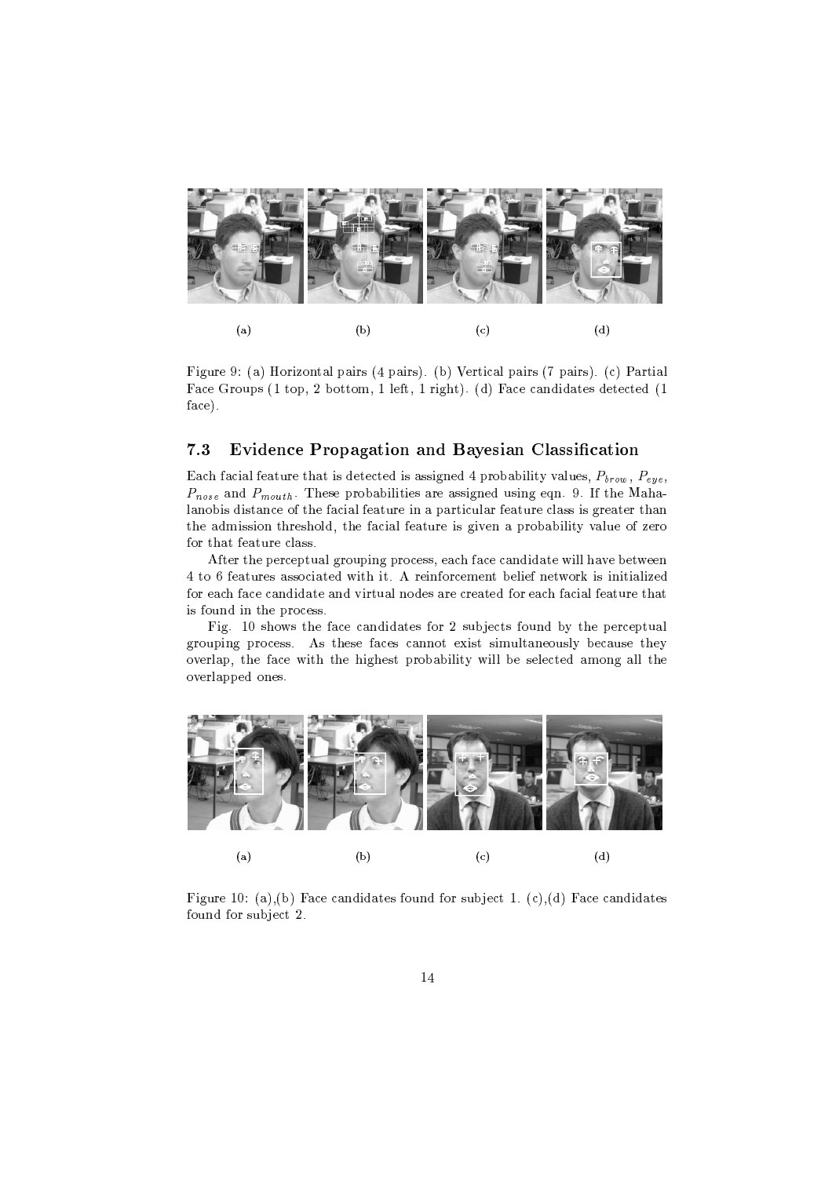(a) (b) (c) (d)

Figure 9: (a) Horizontal pairs (4 pairs). (b) Vertical pairs (7 pairs). (c) Partial Face Groups (1 top, 2 bottom, 1 left, 1 right). (d) Face candidates detected (1 face).

### 7.3 Evidence Propagation and Bayesian Classification

Each facial feature that is detected is assigned 4 probability values, $P_{brow}$, $P_{eye}$, $P_{nose}$ and $P_{mouth}$. These probabilities are assigned using eqn. 9. If the Mahalanobis distance of the facial feature in a particular feature class is greater than the admission threshold, the facial feature is given a probability value of zero for that feature class.

After the perceptual grouping process, each face candidate will have between 4 to 6 features associated with it. A reinforcement belief network is initialized for each face candidate and virtual nodes are created for each facial feature that is found in the process.

Fig. 10 shows the face candidates for 2 subjects found by the perceptual grouping process. As these faces cannot exist simultaneously because they overlap, the face with the highest probability will be selected among all the overlapped ones.

(a) (b) (c) (d)

Figure 10: (a),(b) Face candidates found for subject 1. (c),(d) Face candidates found for subject 2.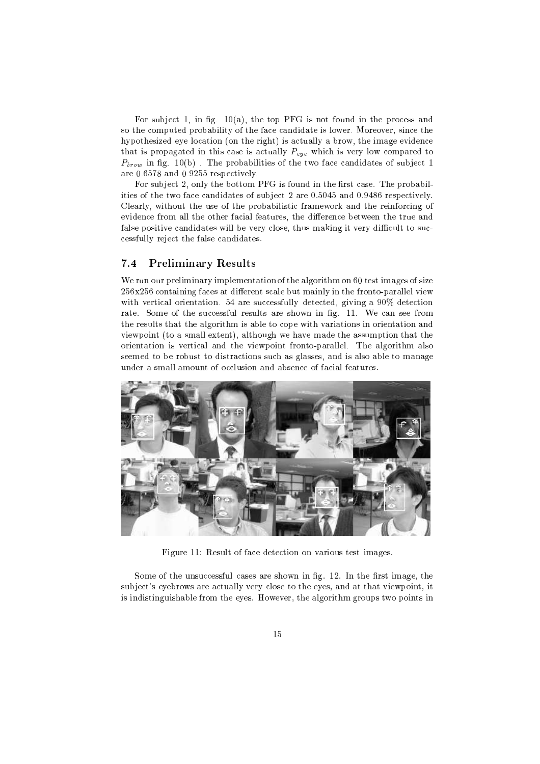For subject 1, in fig. 10(a), the top PFG is not found in the process and so the computed probability of the face candidate is lower. Moreover, since the hypothesized eye location (on the right) is actually a brow, the image evidence that is propagated in this case is actually $P_{eye}$ which is very low compared to $P_{brow}$ in fig. 10(b) . The probabilities of the two face candidates of subject 1 are 0.6578 and 0.9255 respectively.

For subject 2, only the bottom PFG is found in the first case. The probabilities of the two face candidates of subject 2 are 0.5045 and 0.9486 respectively. Clearly, without the use of the probabilistic framework and the reinforcing of evidence from all the other facial features, the difference between the true and false positive candidates will be very close, thus making it very difficult to successfully reject the false candidates.

### 7.4 Preliminary Results

We run our preliminary implementation of the algorithm on 60 test images of size 256x256 containing faces at different scale but mainly in the fronto-parallel view with vertical orientation. 54 are successfully detected, giving a 90% detection rate. Some of the successful results are shown in fig. 11. We can see from the results that the algorithm is able to cope with variations in orientation and viewpoint (to a small extent), although we have made the assumption that the orientation is vertical and the viewpoint fronto-parallel. The algorithm also seemed to be robust to distractions such as glasses, and is also able to manage under a small amount of occlusion and absence of facial features.

Figure 11: Result of face detection on various test images.

Some of the unsuccessful cases are shown in fig. 12. In the first image, the subject's eyebrows are actually very close to the eyes, and at that viewpoint, it is indistinguishable from the eyes. However, the algorithm groups two points in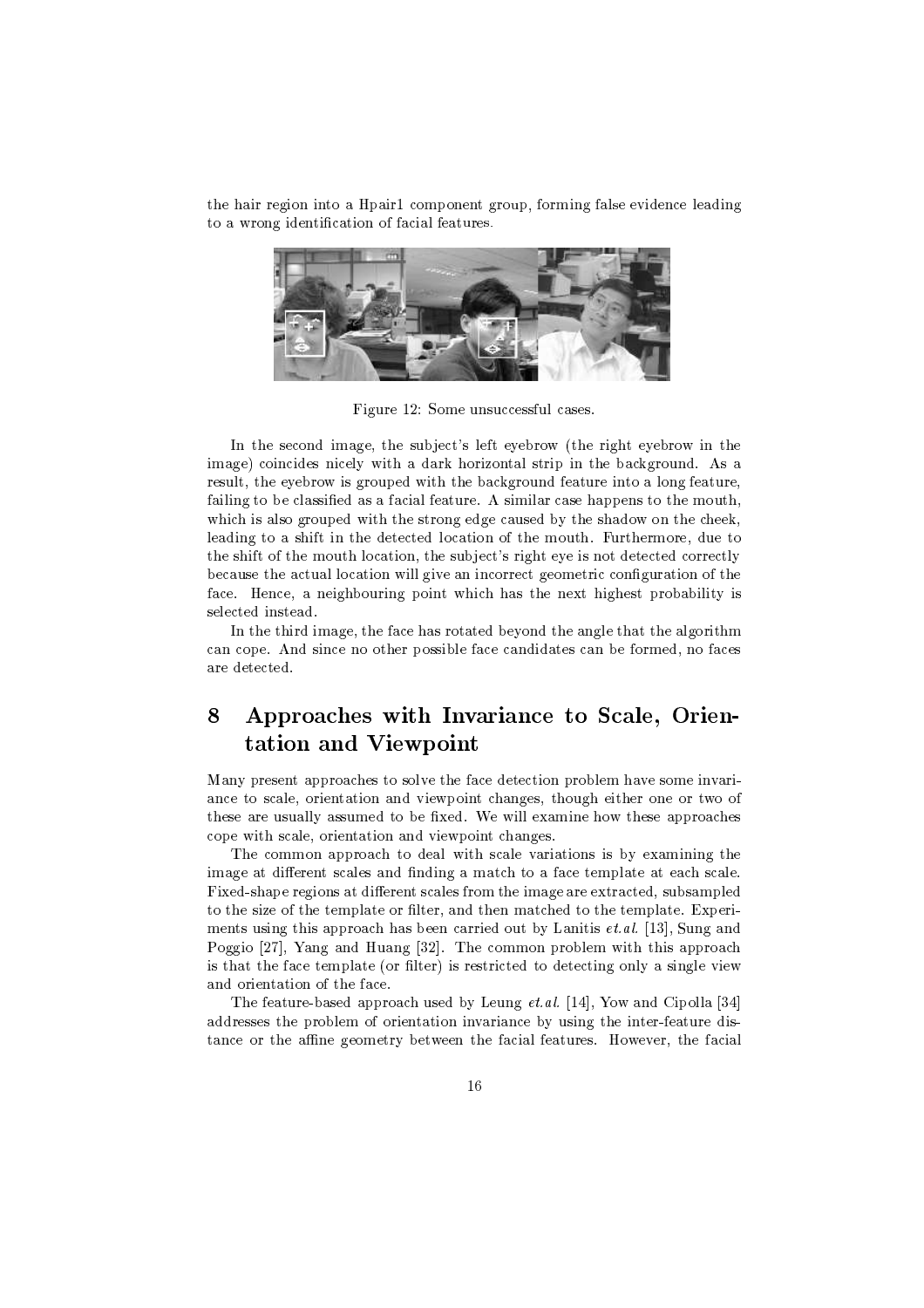the hair region into a Hpair1 component group, forming false evidence leading to a wrong identification of facial features.

Figure 12: Some unsuccessful cases.

In the second image, the subject's left eyebrow (the right eyebrow in the image) coincides nicely with a dark horizontal strip in the background. As a result, the eyebrow is grouped with the background feature into a long feature, failing to be classified as a facial feature. A similar case happens to the mouth, which is also grouped with the strong edge caused by the shadow on the cheek, leading to a shift in the detected location of the mouth. Furthermore, due to the shift of the mouth location, the subject's right eye is not detected correctly because the actual location will give an incorrect geometric configuration of the face. Hence, a neighbouring point which has the next highest probability is selected instead.

In the third image, the face has rotated beyond the angle that the algorithm can cope. And since no other possible face candidates can be formed, no faces are detected.

# 8 Approaches with Invariance to Scale, Orientation and Viewpoint

Many present approaches to solve the face detection problem have some invariance to scale, orientation and viewpoint changes, though either one or two of these are usually assumed to be fixed. We will examine how these approaches cope with scale, orientation and viewpoint changes.

The common approach to deal with scale variations is by examining the image at different scales and finding a match to a face template at each scale. Fixed-shape regions at different scales from the image are extracted, subsampled to the size of the template or filter, and then matched to the template. Experiments using this approach has been carried out by Lanitis *et.al.* [13], Sung and Poggio [27], Yang and Huang [32]. The common problem with this approach is that the face template (or filter) is restricted to detecting only a single view and orientation of the face.

The feature-based approach used by Leung *et.al.* [14], Yow and Cipolla [34] addresses the problem of orientation invariance by using the inter-feature distance or the affine geometry between the facial features. However, the facial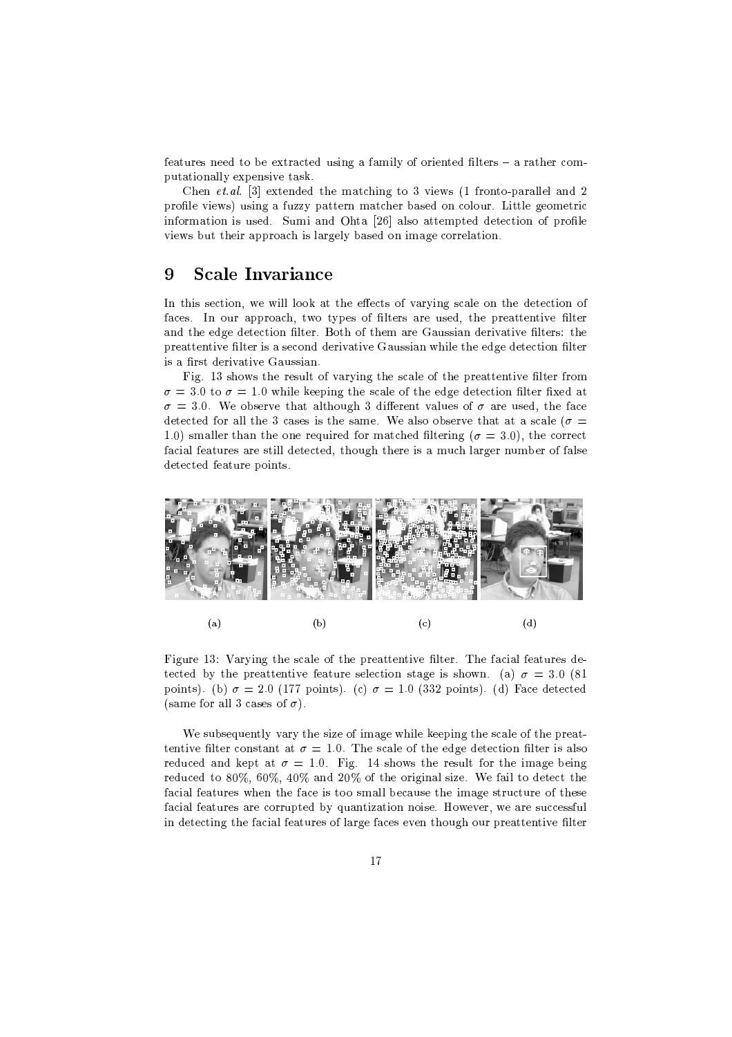features need to be extracted using a family of oriented filters – a rather computationally expensive task.

Chen *et.al.* [3] extended the matching to 3 views (1 fronto-parallel and 2 profile views) using a fuzzy pattern matcher based on colour. Little geometric information is used. Sumi and Ohta [26] also attempted detection of profile views but their approach is largely based on image correlation.

# 9 Scale Invariance

In this section, we will look at the effects of varying scale on the detection of faces. In our approach, two types of filters are used, the preattentive filter and the edge detection filter. Both of them are Gaussian derivative filters: the preattentive filter is a second derivative Gaussian while the edge detection filter is a first derivative Gaussian.

Fig. 13 shows the result of varying the scale of the preattentive filter from $\sigma = 3.0$ to $\sigma = 1.0$ while keeping the scale of the edge detection filter fixed at $\sigma = 3.0$. We observe that although 3 different values of $\sigma$ are used, the face detected for all the 3 cases is the same. We also observe that at a scale ($\sigma = 1.0$) smaller than the one required for matched filtering ($\sigma = 3.0$), the correct facial features are still detected, though there is a much larger number of false detected feature points.

(a) (b) (c) (d)

Figure 13: Varying the scale of the preattentive filter. The facial features detected by the preattentive feature selection stage is shown. (a) $\sigma = 3.0$ (81 points). (b) $\sigma = 2.0$ (177 points). (c) $\sigma = 1.0$ (332 points). (d) Face detected (same for all 3 cases of $\sigma$).

We subsequently vary the size of image while keeping the scale of the preattentive filter constant at $\sigma = 1.0$. The scale of the edge detection filter is also reduced and kept at $\sigma = 1.0$. Fig. 14 shows the result for the image being reduced to 80%, 60%, 40% and 20% of the original size. We fail to detect the facial features when the face is too small because the image structure of these facial features are corrupted by quantization noise. However, we are successful in detecting the facial features of large faces even though our preattentive filter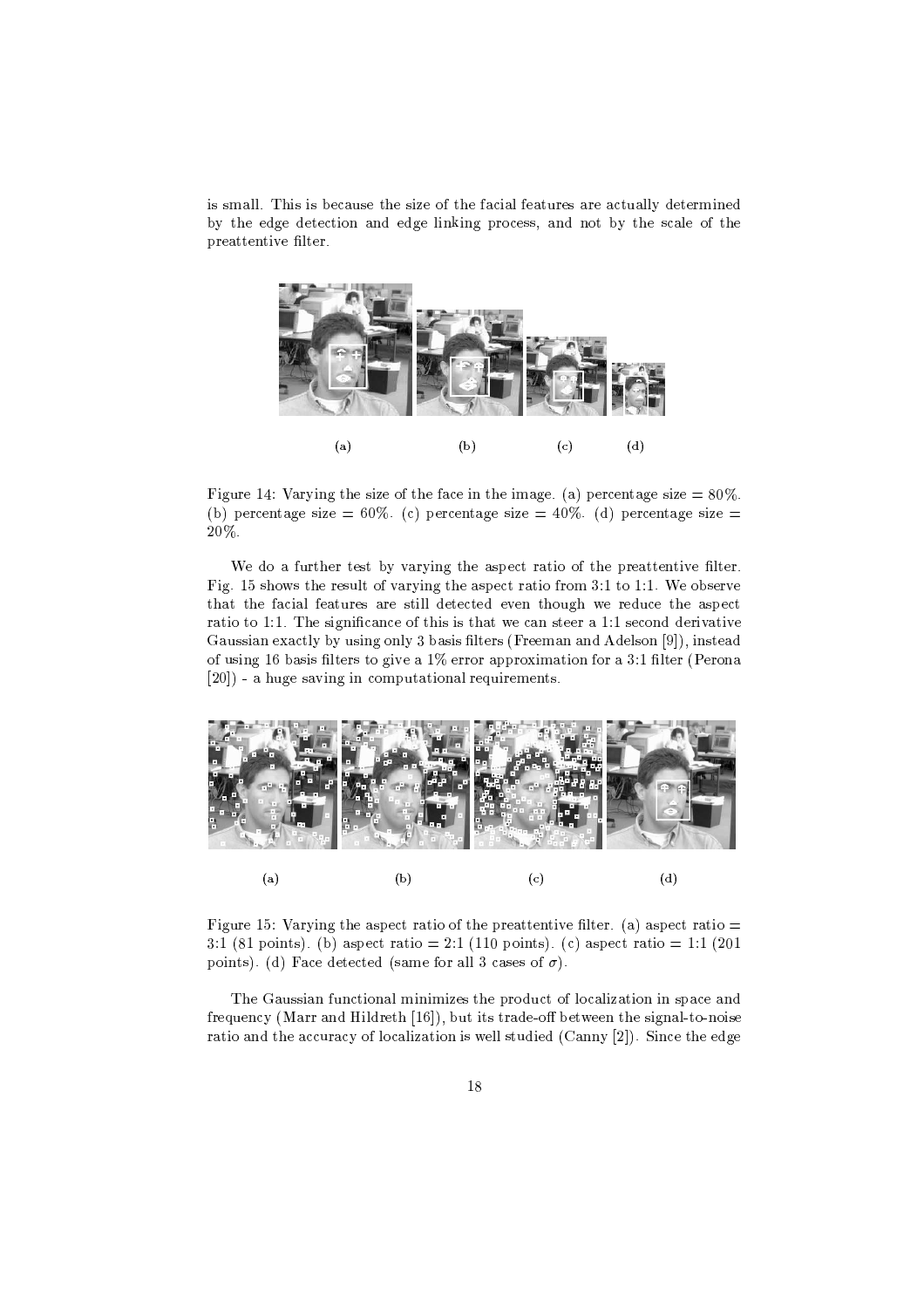is small. This is because the size of the facial features are actually determined by the edge detection and edge linking process, and not by the scale of the preattentive filter.

(a) (b) (c) (d)

Figure 14: Varying the size of the face in the image. (a) percentage size = 80%. (b) percentage size = 60%. (c) percentage size = 40%. (d) percentage size = 20%.

We do a further test by varying the aspect ratio of the preattentive filter. Fig. 15 shows the result of varying the aspect ratio from 3:1 to 1:1. We observe that the facial features are still detected even though we reduce the aspect ratio to 1:1. The significance of this is that we can steer a 1:1 second derivative Gaussian exactly by using only 3 basis filters (Freeman and Adelson [9]), instead of using 16 basis filters to give a 1% error approximation for a 3:1 filter (Perona [20]) - a huge saving in computational requirements.

(a) (b) (c) (d)

Figure 15: Varying the aspect ratio of the preattentive filter. (a) aspect ratio = 3:1 (81 points). (b) aspect ratio = 2:1 (110 points). (c) aspect ratio = 1:1 (201 points). (d) Face detected (same for all 3 cases of $\sigma$).

The Gaussian functional minimizes the product of localization in space and frequency (Marr and Hildreth [16]), but its trade-off between the signal-to-noise ratio and the accuracy of localization is well studied (Canny [2]). Since the edge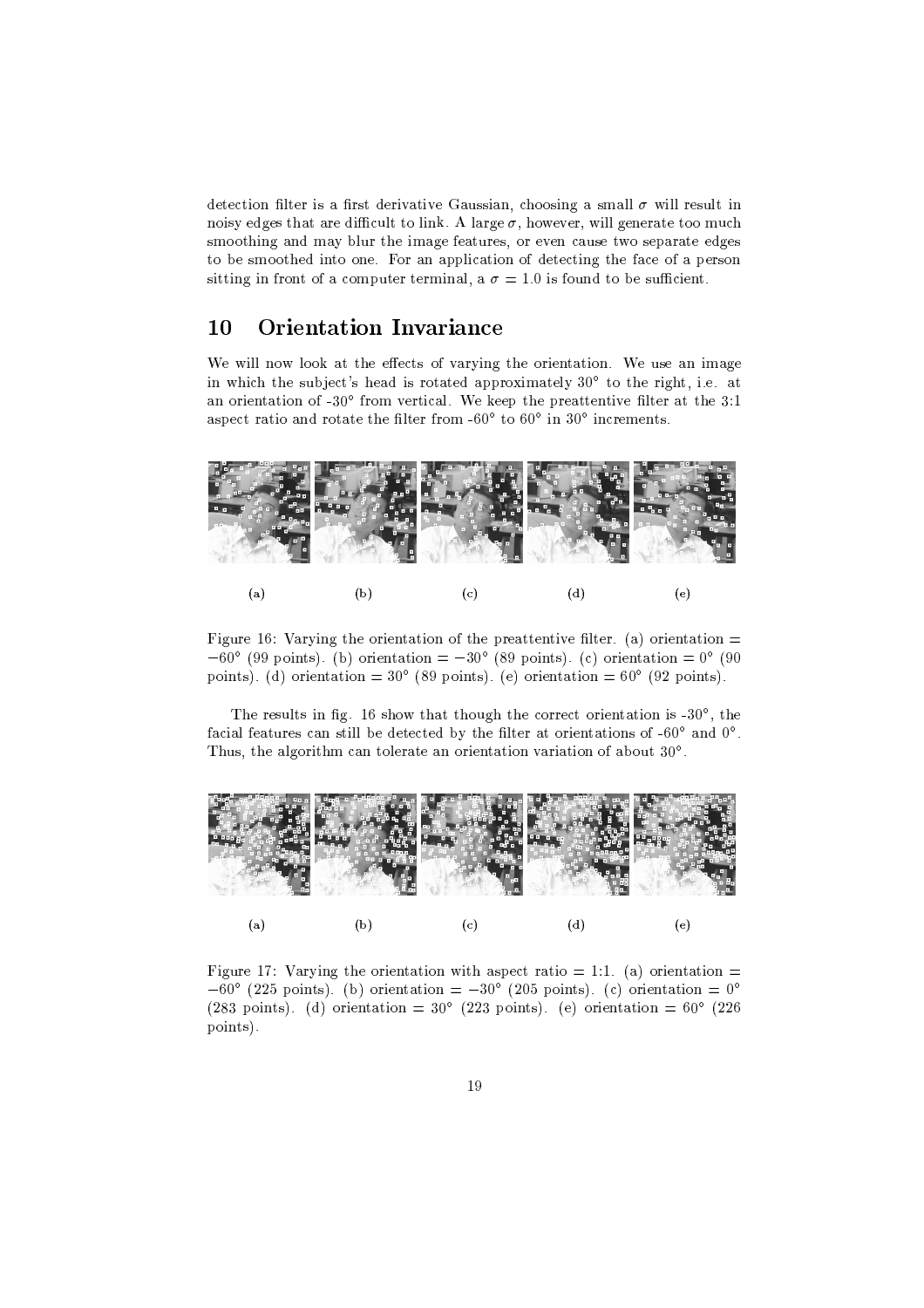detection filter is a first derivative Gaussian, choosing a small $\sigma$ will result in noisy edges that are difficult to link. A large $\sigma$, however, will generate too much smoothing and may blur the image features, or even cause two separate edges to be smoothed into one. For an application of detecting the face of a person sitting in front of a computer terminal, a $\sigma = 1.0$ is found to be sufficient.

## 10 Orientation Invariance

We will now look at the effects of varying the orientation. We use an image in which the subject's head is rotated approximately 30° to the right, i.e. at an orientation of -30° from vertical. We keep the preattentive filter at the 3:1 aspect ratio and rotate the filter from -60° to 60° in 30° increments.

(a) (b) (c) (d) (e)

Figure 16: Varying the orientation of the preattentive filter. (a) orientation = $-60°$ (99 points). (b) orientation = $-30°$ (89 points). (c) orientation = $0°$ (90 points). (d) orientation = $30°$ (89 points). (e) orientation = $60°$ (92 points).

The results in fig. 16 show that though the correct orientation is -30°, the facial features can still be detected by the filter at orientations of -60° and 0°. Thus, the algorithm can tolerate an orientation variation of about 30°.

(a) (b) (c) (d) (e)

Figure 17: Varying the orientation with aspect ratio = 1:1. (a) orientation = $-60°$ (225 points). (b) orientation = $-30°$ (205 points). (c) orientation = $0°$ (283 points). (d) orientation = $30°$ (223 points). (e) orientation = $60°$ (226 points).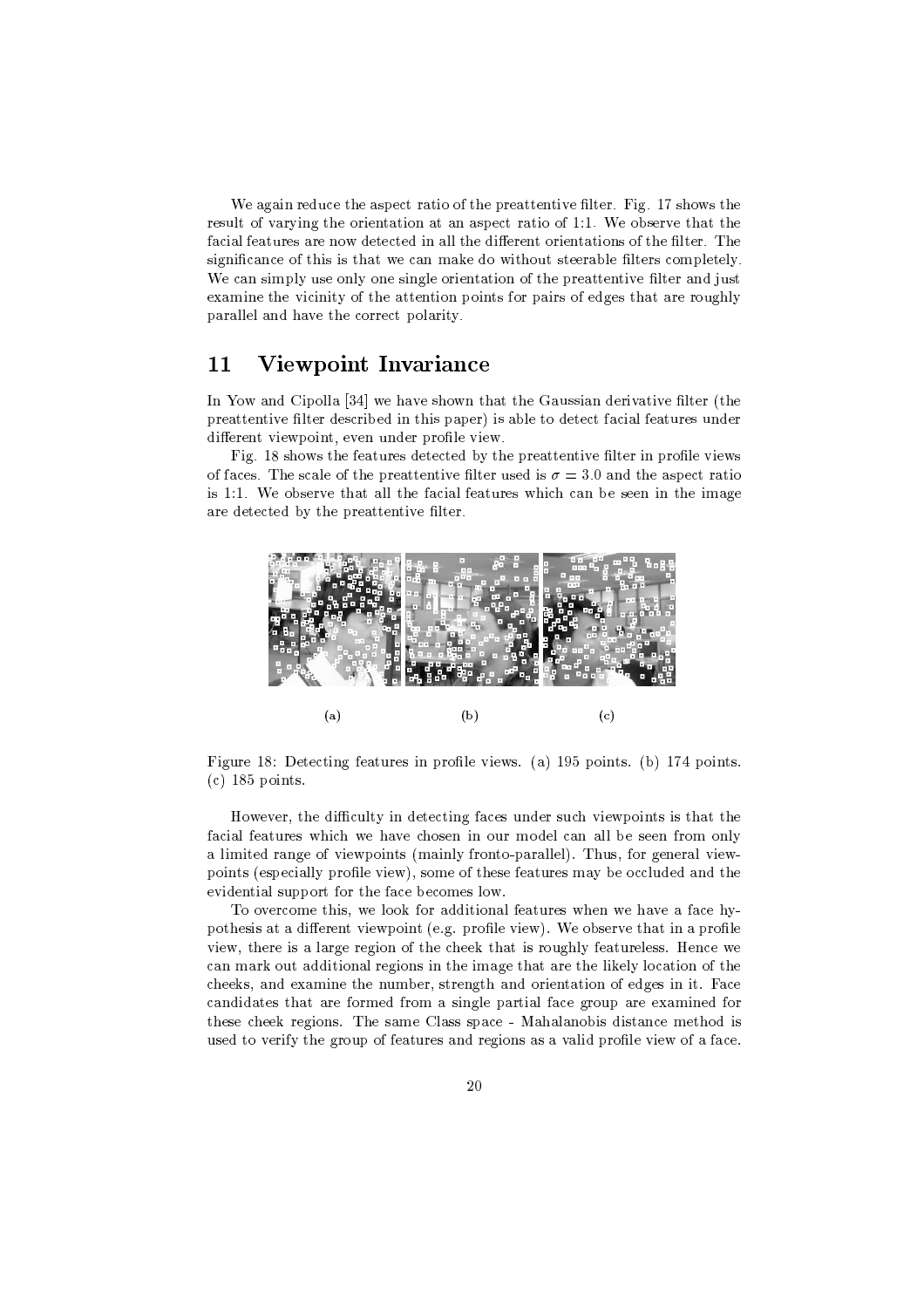We again reduce the aspect ratio of the preattentive filter. Fig. 17 shows the result of varying the orientation at an aspect ratio of 1:1. We observe that the facial features are now detected in all the different orientations of the filter. The significance of this is that we can make do without steerable filters completely. We can simply use only one single orientation of the preattentive filter and just examine the vicinity of the attention points for pairs of edges that are roughly parallel and have the correct polarity.

# 11 Viewpoint Invariance

In Yow and Cipolla [34] we have shown that the Gaussian derivative filter (the preattentive filter described in this paper) is able to detect facial features under different viewpoint, even under profile view.

Fig. 18 shows the features detected by the preattentive filter in profile views of faces. The scale of the preattentive filter used is $\sigma = 3.0$ and the aspect ratio is 1:1. We observe that all the facial features which can be seen in the image are detected by the preattentive filter.

(a) (b) (c)

Figure 18: Detecting features in profile views. (a) 195 points. (b) 174 points. (c) 185 points.

However, the difficulty in detecting faces under such viewpoints is that the facial features which we have chosen in our model can all be seen from only a limited range of viewpoints (mainly fronto-parallel). Thus, for general viewpoints (especially profile view), some of these features may be occluded and the evidential support for the face becomes low.

To overcome this, we look for additional features when we have a face hypothesis at a different viewpoint (e.g. profile view). We observe that in a profile view, there is a large region of the cheek that is roughly featureless. Hence we can mark out additional regions in the image that are the likely location of the cheeks, and examine the number, strength and orientation of edges in it. Face candidates that are formed from a single partial face group are examined for these cheek regions. The same Class space - Mahalanobis distance method is used to verify the group of features and regions as a valid profile view of a face.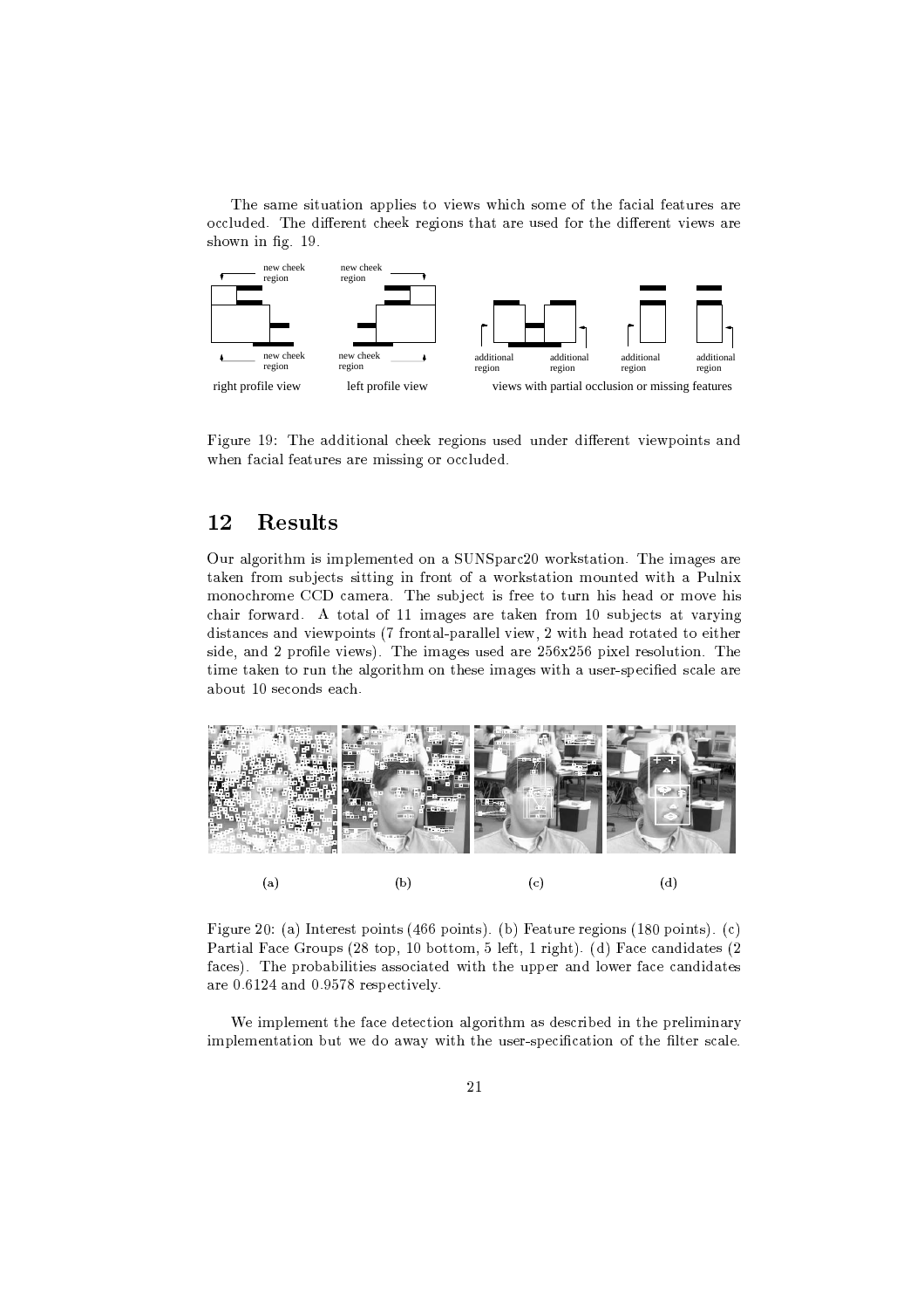The same situation applies to views which some of the facial features are occluded. The different cheek regions that are used for the different views are shown in fig. 19.

new cheek region

new cheek region

new cheek region

new cheek region

additional region

additional region

additional region

additional region

right profile view

left profile view

views with partial occlusion or missing features

Figure 19: The additional cheek regions used under different viewpoints and when facial features are missing or occluded.

## 12 Results

Our algorithm is implemented on a SUNSparc20 workstation. The images are taken from subjects sitting in front of a workstation mounted with a Pulnix monochrome CCD camera. The subject is free to turn his head or move his chair forward. A total of 11 images are taken from 10 subjects at varying distances and viewpoints (7 frontal-parallel view, 2 with head rotated to either side, and 2 profile views). The images used are 256x256 pixel resolution. The time taken to run the algorithm on these images with a user-specified scale are about 10 seconds each.

(a) (b) (c) (d)

Figure 20: (a) Interest points (466 points). (b) Feature regions (180 points). (c) Partial Face Groups (28 top, 10 bottom, 5 left, 1 right). (d) Face candidates (2 faces). The probabilities associated with the upper and lower face candidates are 0.6124 and 0.9578 respectively.

We implement the face detection algorithm as described in the preliminary implementation but we do away with the user-specification of the filter scale.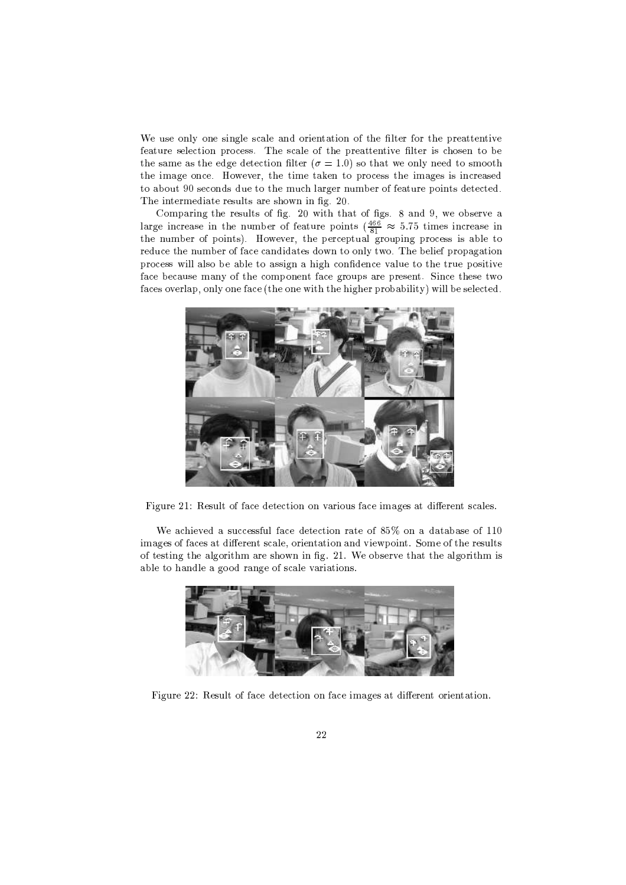We use only one single scale and orientation of the filter for the preattentive feature selection process. The scale of the preattentive filter is chosen to be the same as the edge detection filter ($\sigma = 1.0$) so that we only need to smooth the image once. However, the time taken to process the images is increased to about 90 seconds due to the much larger number of feature points detected. The intermediate results are shown in fig. 20.

Comparing the results of fig. 20 with that of figs. 8 and 9, we observe a large increase in the number of feature points ($\frac{466}{81} \approx 5.75$ times increase in the number of points). However, the perceptual grouping process is able to reduce the number of face candidates down to only two. The belief propagation process will also be able to assign a high confidence value to the true positive face because many of the component face groups are present. Since these two faces overlap, only one face (the one with the higher probability) will be selected.

Figure 21: Result of face detection on various face images at different scales.

We achieved a successful face detection rate of 85% on a database of 110 images of faces at different scale, orientation and viewpoint. Some of the results of testing the algorithm are shown in fig. 21. We observe that the algorithm is able to handle a good range of scale variations.

Figure 22: Result of face detection on face images at different orientation.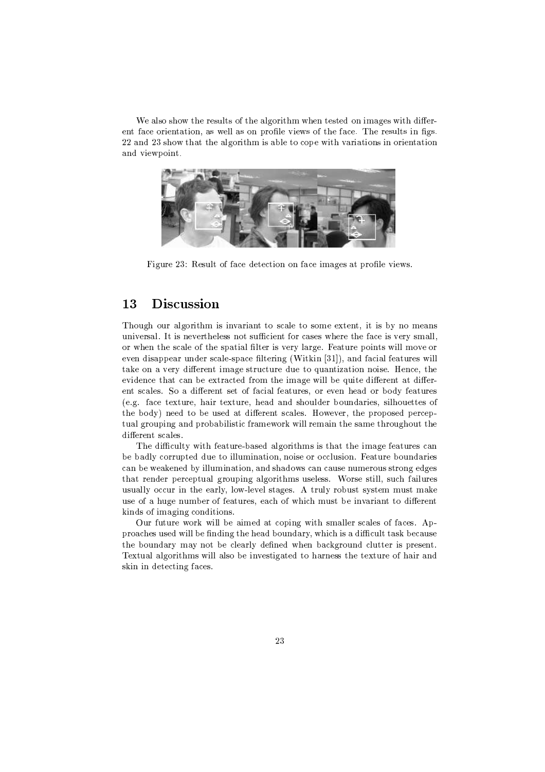We also show the results of the algorithm when tested on images with different face orientation, as well as on profile views of the face. The results in figs. 22 and 23 show that the algorithm is able to cope with variations in orientation and viewpoint.

Figure 23: Result of face detection on face images at profile views.

## 13 Discussion

Though our algorithm is invariant to scale to some extent, it is by no means universal. It is nevertheless not sufficient for cases where the face is very small, or when the scale of the spatial filter is very large. Feature points will move or even disappear under scale-space filtering (Witkin [31]), and facial features will take on a very different image structure due to quantization noise. Hence, the evidence that can be extracted from the image will be quite different at different scales. So a different set of facial features, or even head or body features (e.g. face texture, hair texture, head and shoulder boundaries, silhouettes of the body) need to be used at different scales. However, the proposed perceptual grouping and probabilistic framework will remain the same throughout the different scales.

The difficulty with feature-based algorithms is that the image features can be badly corrupted due to illumination, noise or occlusion. Feature boundaries can be weakened by illumination, and shadows can cause numerous strong edges that render perceptual grouping algorithms useless. Worse still, such failures usually occur in the early, low-level stages. A truly robust system must make use of a huge number of features, each of which must be invariant to different kinds of imaging conditions.

Our future work will be aimed at coping with smaller scales of faces. Approaches used will be finding the head boundary, which is a difficult task because the boundary may not be clearly defined when background clutter is present. Textual algorithms will also be investigated to harness the texture of hair and skin in detecting faces.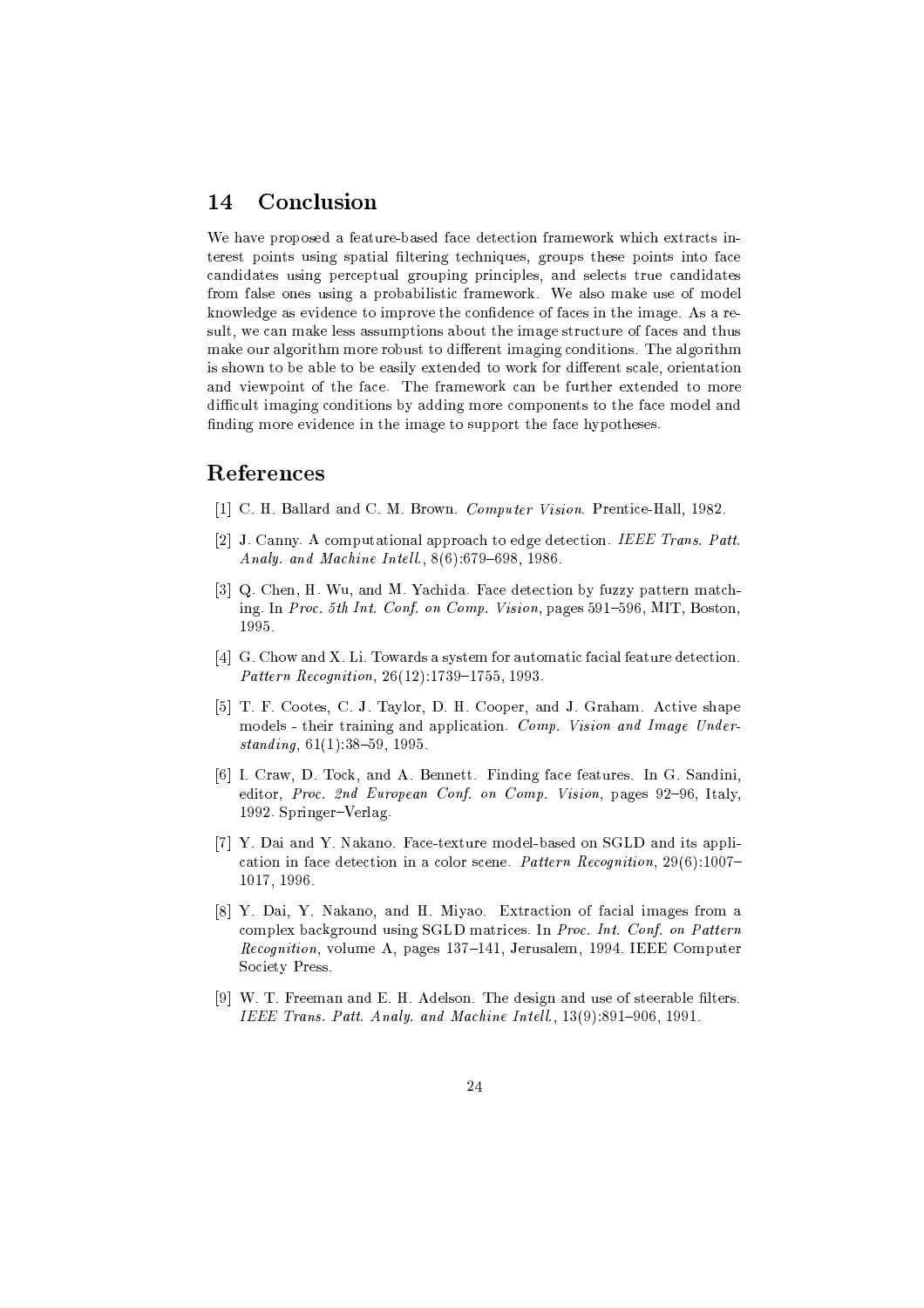## 14 Conclusion

We have proposed a feature-based face detection framework which extracts interest points using spatial filtering techniques, groups these points into face candidates using perceptual grouping principles, and selects true candidates from false ones using a probabilistic framework. We also make use of model knowledge as evidence to improve the confidence of faces in the image. As a result, we can make less assumptions about the image structure of faces and thus make our algorithm more robust to different imaging conditions. The algorithm is shown to be able to be easily extended to work for different scale, orientation and viewpoint of the face. The framework can be further extended to more difficult imaging conditions by adding more components to the face model and finding more evidence in the image to support the face hypotheses.

## References

[1] C. H. Ballard and C. M. Brown. *Computer Vision.* Prentice-Hall, 1982.

[2] J. Canny. A computational approach to edge detection. *IEEE Trans. Patt. Analy. and Machine Intell.*, 8(6):679–698, 1986.

[3] Q. Chen, H. Wu, and M. Yachida. Face detection by fuzzy pattern matching. In *Proc. 5th Int. Conf. on Comp. Vision*, pages 591–596, MIT, Boston, 1995.

[4] G. Chow and X. Li. Towards a system for automatic facial feature detection. *Pattern Recognition*, 26(12):1739–1755, 1993.

[5] T. F. Cootes, C. J. Taylor, D. H. Cooper, and J. Graham. Active shape models - their training and application. *Comp. Vision and Image Understanding*, 61(1):38–59, 1995.

[6] I. Craw, D. Tock, and A. Bennett. Finding face features. In G. Sandini, editor, *Proc. 2nd European Conf. on Comp. Vision*, pages 92–96, Italy, 1992. Springer–Verlag.

[7] Y. Dai and Y. Nakano. Face-texture model-based on SGLD and its application in face detection in a color scene. *Pattern Recognition*, 29(6):1007–1017, 1996.

[8] Y. Dai, Y. Nakano, and H. Miyao. Extraction of facial images from a complex background using SGLD matrices. In *Proc. Int. Conf. on Pattern Recognition*, volume A, pages 137–141, Jerusalem, 1994. IEEE Computer Society Press.

[9] W. T. Freeman and E. H. Adelson. The design and use of steerable filters. *IEEE Trans. Patt. Analy. and Machine Intell.*, 13(9):891–906, 1991.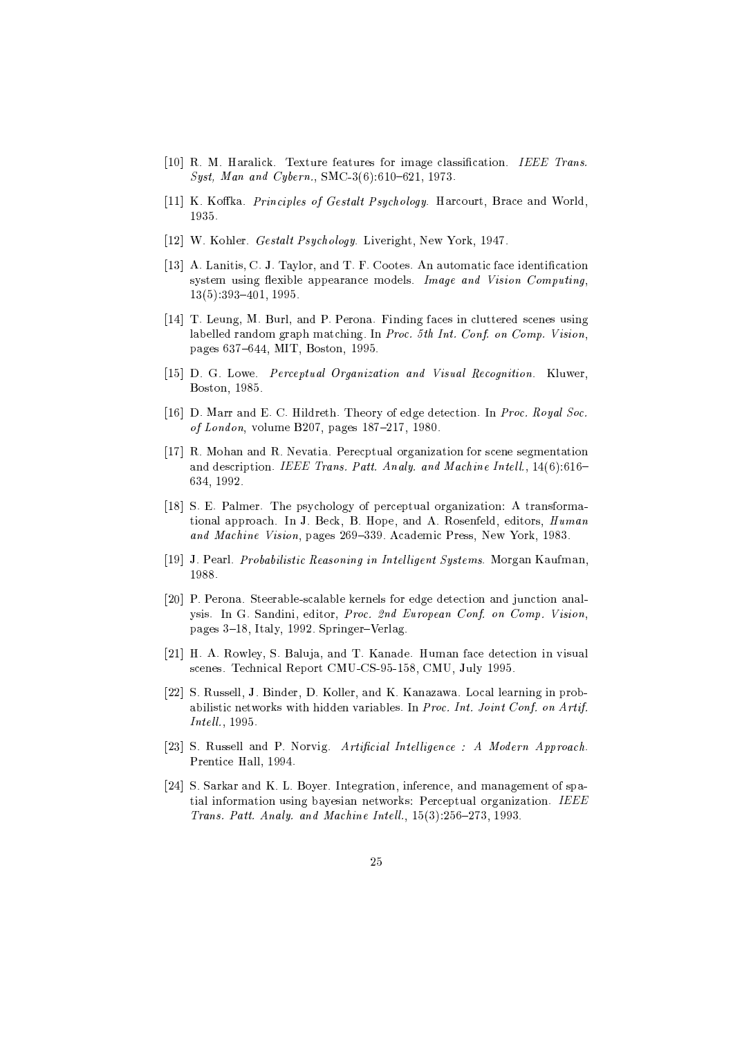[10] R. M. Haralick. Texture features for image classification. *IEEE Trans. Syst, Man and Cybern.*, SMC-3(6):610–621, 1973.

[11] K. Koffka. *Principles of Gestalt Psychology.* Harcourt, Brace and World, 1935.

[12] W. Kohler. *Gestalt Psychology.* Liveright, New York, 1947.

[13] A. Lanitis, C. J. Taylor, and T. F. Cootes. An automatic face identification system using flexible appearance models. *Image and Vision Computing*, 13(5):393–401, 1995.

[14] T. Leung, M. Burl, and P. Perona. Finding faces in cluttered scenes using labelled random graph matching. In *Proc. 5th Int. Conf. on Comp. Vision*, pages 637–644, MIT, Boston, 1995.

[15] D. G. Lowe. *Perceptual Organization and Visual Recognition.* Kluwer, Boston, 1985.

[16] D. Marr and E. C. Hildreth. Theory of edge detection. In *Proc. Royal Soc. of London*, volume B207, pages 187–217, 1980.

[17] R. Mohan and R. Nevatia. Perecptual organization for scene segmentation and description. *IEEE Trans. Patt. Analy. and Machine Intell.*, 14(6):616–634, 1992.

[18] S. E. Palmer. The psychology of perceptual organization: A transformational approach. In J. Beck, B. Hope, and A. Rosenfeld, editors, *Human and Machine Vision*, pages 269–339. Academic Press, New York, 1983.

[19] J. Pearl. *Probabilistic Reasoning in Intelligent Systems.* Morgan Kaufman, 1988.

[20] P. Perona. Steerable-scalable kernels for edge detection and junction analysis. In G. Sandini, editor, *Proc. 2nd European Conf. on Comp. Vision*, pages 3–18, Italy, 1992. Springer–Verlag.

[21] H. A. Rowley, S. Baluja, and T. Kanade. Human face detection in visual scenes. Technical Report CMU-CS-95-158, CMU, July 1995.

[22] S. Russell, J. Binder, D. Koller, and K. Kanazawa. Local learning in probabilistic networks with hidden variables. In *Proc. Int. Joint Conf. on Artif. Intell.*, 1995.

[23] S. Russell and P. Norvig. *Artificial Intelligence : A Modern Approach.* Prentice Hall, 1994.

[24] S. Sarkar and K. L. Boyer. Integration, inference, and management of spatial information using bayesian networks: Perceptual organization. *IEEE Trans. Patt. Analy. and Machine Intell.*, 15(3):256–273, 1993.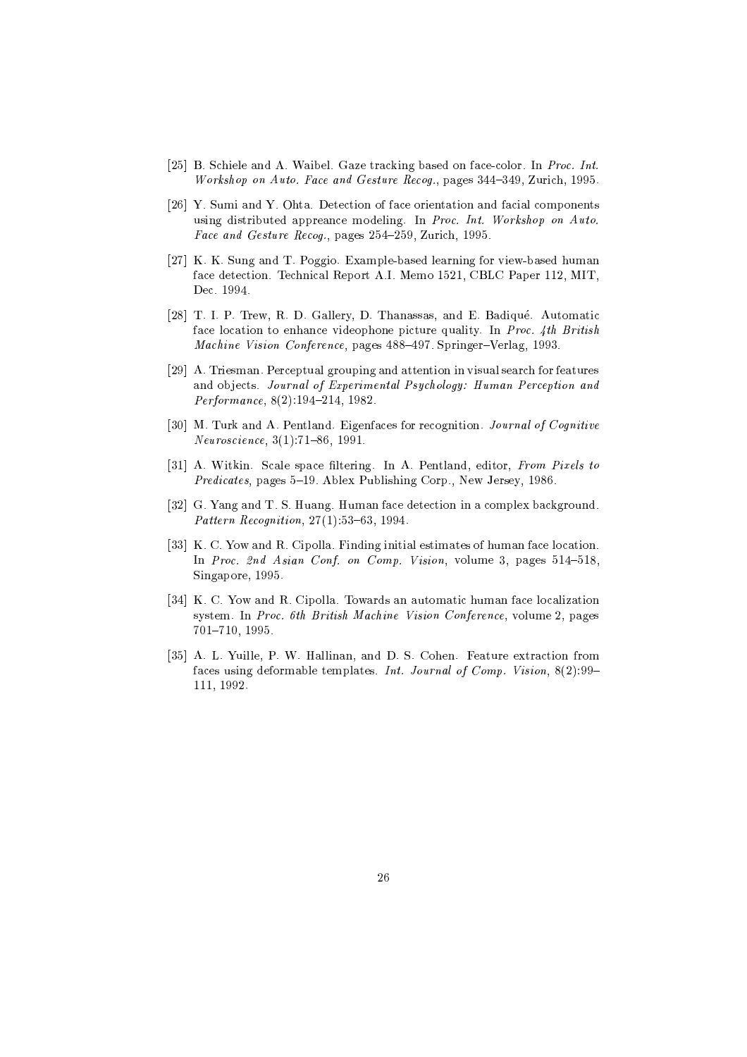[25] B. Schiele and A. Waibel. Gaze tracking based on face-color. In *Proc. Int. Workshop on Auto. Face and Gesture Recog.*, pages 344–349, Zurich, 1995.

[26] Y. Sumi and Y. Ohta. Detection of face orientation and facial components using distributed appreance modeling. In *Proc. Int. Workshop on Auto. Face and Gesture Recog.*, pages 254–259, Zurich, 1995.

[27] K. K. Sung and T. Poggio. Example-based learning for view-based human face detection. Technical Report A.I. Memo 1521, CBLC Paper 112, MIT, Dec. 1994.

[28] T. I. P. Trew, R. D. Gallery, D. Thanassas, and E. Badiqué. Automatic face location to enhance videophone picture quality. In *Proc. 4th British Machine Vision Conference*, pages 488–497. Springer–Verlag, 1993.

[29] A. Triesman. Perceptual grouping and attention in visual search for features and objects. *Journal of Experimental Psychology: Human Perception and Performance*, 8(2):194–214, 1982.

[30] M. Turk and A. Pentland. Eigenfaces for recognition. *Journal of Cognitive Neuroscience*, 3(1):71–86, 1991.

[31] A. Witkin. Scale space filtering. In A. Pentland, editor, *From Pixels to Predicates*, pages 5–19. Ablex Publishing Corp., New Jersey, 1986.

[32] G. Yang and T. S. Huang. Human face detection in a complex background. *Pattern Recognition*, 27(1):53–63, 1994.

[33] K. C. Yow and R. Cipolla. Finding initial estimates of human face location. In *Proc. 2nd Asian Conf. on Comp. Vision*, volume 3, pages 514–518, Singapore, 1995.

[34] K. C. Yow and R. Cipolla. Towards an automatic human face localization system. In *Proc. 6th British Machine Vision Conference*, volume 2, pages 701–710, 1995.

[35] A. L. Yuille, P. W. Hallinan, and D. S. Cohen. Feature extraction from faces using deformable templates. *Int. Journal of Comp. Vision*, 8(2):99–111, 1992.